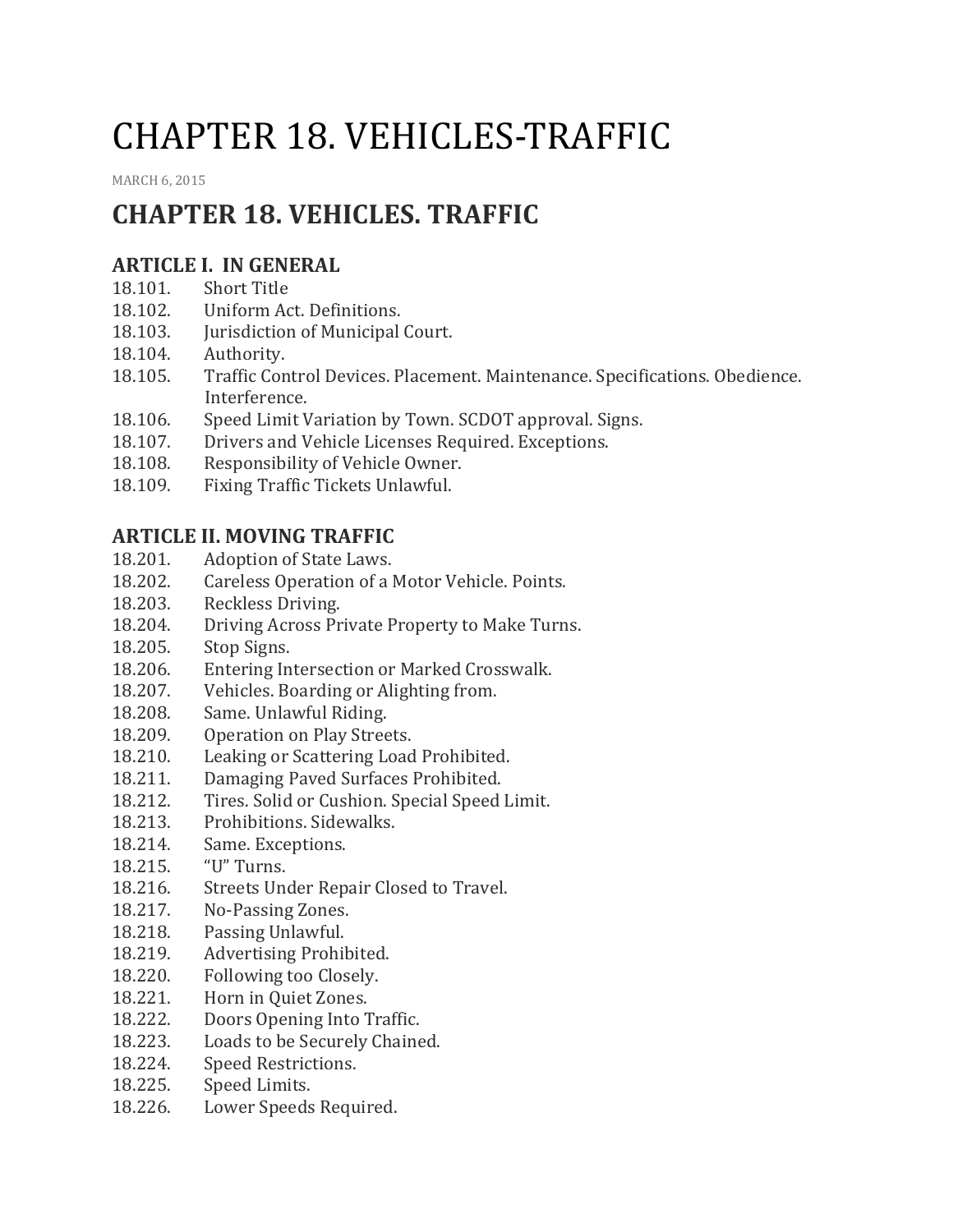# CHAPTER 18. VEHICLES-TRAFFIC

MARCH 6, 2015

## CHAPTER 18. VEHICLES. TRAFFIC

### ARTICLE I. IN GENERAL

18.101. Short Title
18.102. Uniform Act. Definitions.
18.103. Jurisdiction of Municipal Court.
18.104. Authority.
18.105. Traffic Control Devices. Placement. Maintenance. Specifications. Obedience. Interference.
18.106. Speed Limit Variation by Town. SCDOT approval. Signs.
18.107. Drivers and Vehicle Licenses Required. Exceptions.
18.108. Responsibility of Vehicle Owner.
18.109. Fixing Traffic Tickets Unlawful.

### ARTICLE II. MOVING TRAFFIC

18.201. Adoption of State Laws.
18.202. Careless Operation of a Motor Vehicle. Points.
18.203. Reckless Driving.
18.204. Driving Across Private Property to Make Turns.
18.205. Stop Signs.
18.206. Entering Intersection or Marked Crosswalk.
18.207. Vehicles. Boarding or Alighting from.
18.208. Same. Unlawful Riding.
18.209. Operation on Play Streets.
18.210. Leaking or Scattering Load Prohibited.
18.211. Damaging Paved Surfaces Prohibited.
18.212. Tires. Solid or Cushion. Special Speed Limit.
18.213. Prohibitions. Sidewalks.
18.214. Same. Exceptions.
18.215. "U" Turns.
18.216. Streets Under Repair Closed to Travel.
18.217. No-Passing Zones.
18.218. Passing Unlawful.
18.219. Advertising Prohibited.
18.220. Following too Closely.
18.221. Horn in Quiet Zones.
18.222. Doors Opening Into Traffic.
18.223. Loads to be Securely Chained.
18.224. Speed Restrictions.
18.225. Speed Limits.
18.226. Lower Speeds Required.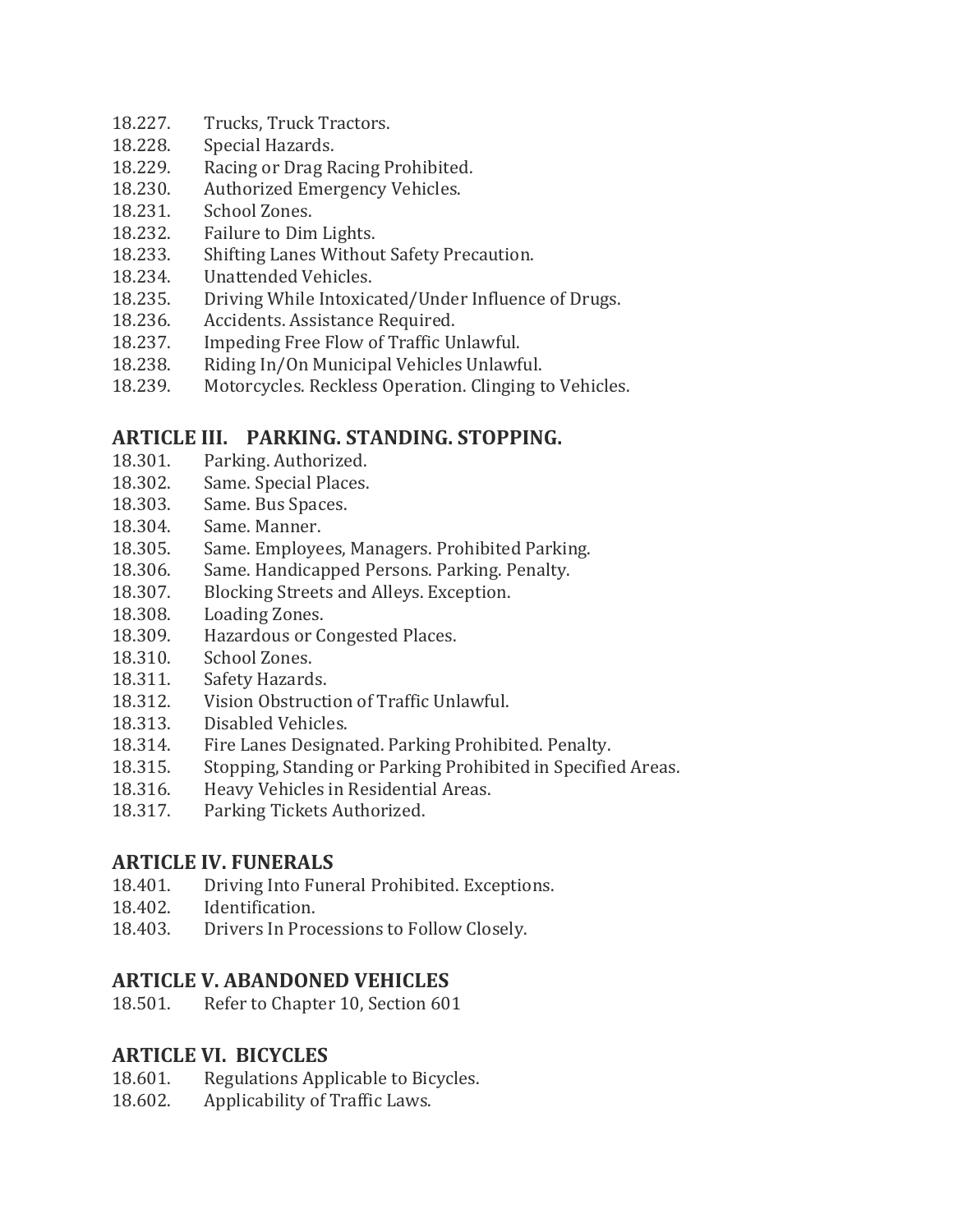18.227. Trucks, Truck Tractors.
18.228. Special Hazards.
18.229. Racing or Drag Racing Prohibited.
18.230. Authorized Emergency Vehicles.
18.231. School Zones.
18.232. Failure to Dim Lights.
18.233. Shifting Lanes Without Safety Precaution.
18.234. Unattended Vehicles.
18.235. Driving While Intoxicated/Under Influence of Drugs.
18.236. Accidents. Assistance Required.
18.237. Impeding Free Flow of Traffic Unlawful.
18.238. Riding In/On Municipal Vehicles Unlawful.
18.239. Motorcycles. Reckless Operation. Clinging to Vehicles.

## ARTICLE III. PARKING. STANDING. STOPPING.

18.301. Parking. Authorized.
18.302. Same. Special Places.
18.303. Same. Bus Spaces.
18.304. Same. Manner.
18.305. Same. Employees, Managers. Prohibited Parking.
18.306. Same. Handicapped Persons. Parking. Penalty.
18.307. Blocking Streets and Alleys. Exception.
18.308. Loading Zones.
18.309. Hazardous or Congested Places.
18.310. School Zones.
18.311. Safety Hazards.
18.312. Vision Obstruction of Traffic Unlawful.
18.313. Disabled Vehicles.
18.314. Fire Lanes Designated. Parking Prohibited. Penalty.
18.315. Stopping, Standing or Parking Prohibited in Specified Areas.
18.316. Heavy Vehicles in Residential Areas.
18.317. Parking Tickets Authorized.

## ARTICLE IV. FUNERALS

18.401. Driving Into Funeral Prohibited. Exceptions.
18.402. Identification.
18.403. Drivers In Processions to Follow Closely.

## ARTICLE V. ABANDONED VEHICLES

18.501. Refer to Chapter 10, Section 601

## ARTICLE VI. BICYCLES

18.601. Regulations Applicable to Bicycles.
18.602. Applicability of Traffic Laws.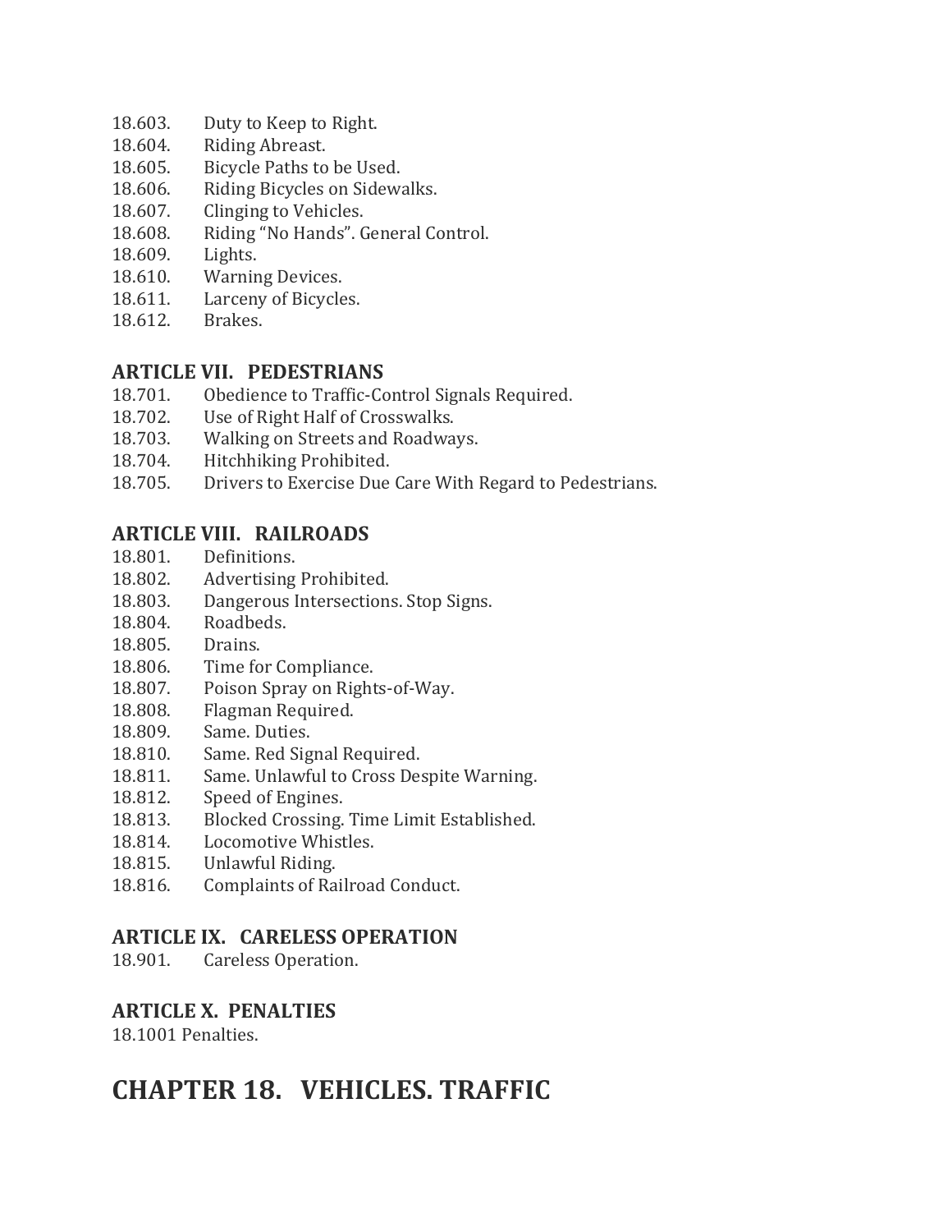18.603. Duty to Keep to Right.
18.604. Riding Abreast.
18.605. Bicycle Paths to be Used.
18.606. Riding Bicycles on Sidewalks.
18.607. Clinging to Vehicles.
18.608. Riding "No Hands". General Control.
18.609. Lights.
18.610. Warning Devices.
18.611. Larceny of Bicycles.
18.612. Brakes.

### ARTICLE VII. PEDESTRIANS

18.701. Obedience to Traffic-Control Signals Required.
18.702. Use of Right Half of Crosswalks.
18.703. Walking on Streets and Roadways.
18.704. Hitchhiking Prohibited.
18.705. Drivers to Exercise Due Care With Regard to Pedestrians.

### ARTICLE VIII. RAILROADS

18.801. Definitions.
18.802. Advertising Prohibited.
18.803. Dangerous Intersections. Stop Signs.
18.804. Roadbeds.
18.805. Drains.
18.806. Time for Compliance.
18.807. Poison Spray on Rights-of-Way.
18.808. Flagman Required.
18.809. Same. Duties.
18.810. Same. Red Signal Required.
18.811. Same. Unlawful to Cross Despite Warning.
18.812. Speed of Engines.
18.813. Blocked Crossing. Time Limit Established.
18.814. Locomotive Whistles.
18.815. Unlawful Riding.
18.816. Complaints of Railroad Conduct.

### ARTICLE IX. CARELESS OPERATION

18.901. Careless Operation.

### ARTICLE X. PENALTIES

18.1001 Penalties.

# CHAPTER 18. VEHICLES. TRAFFIC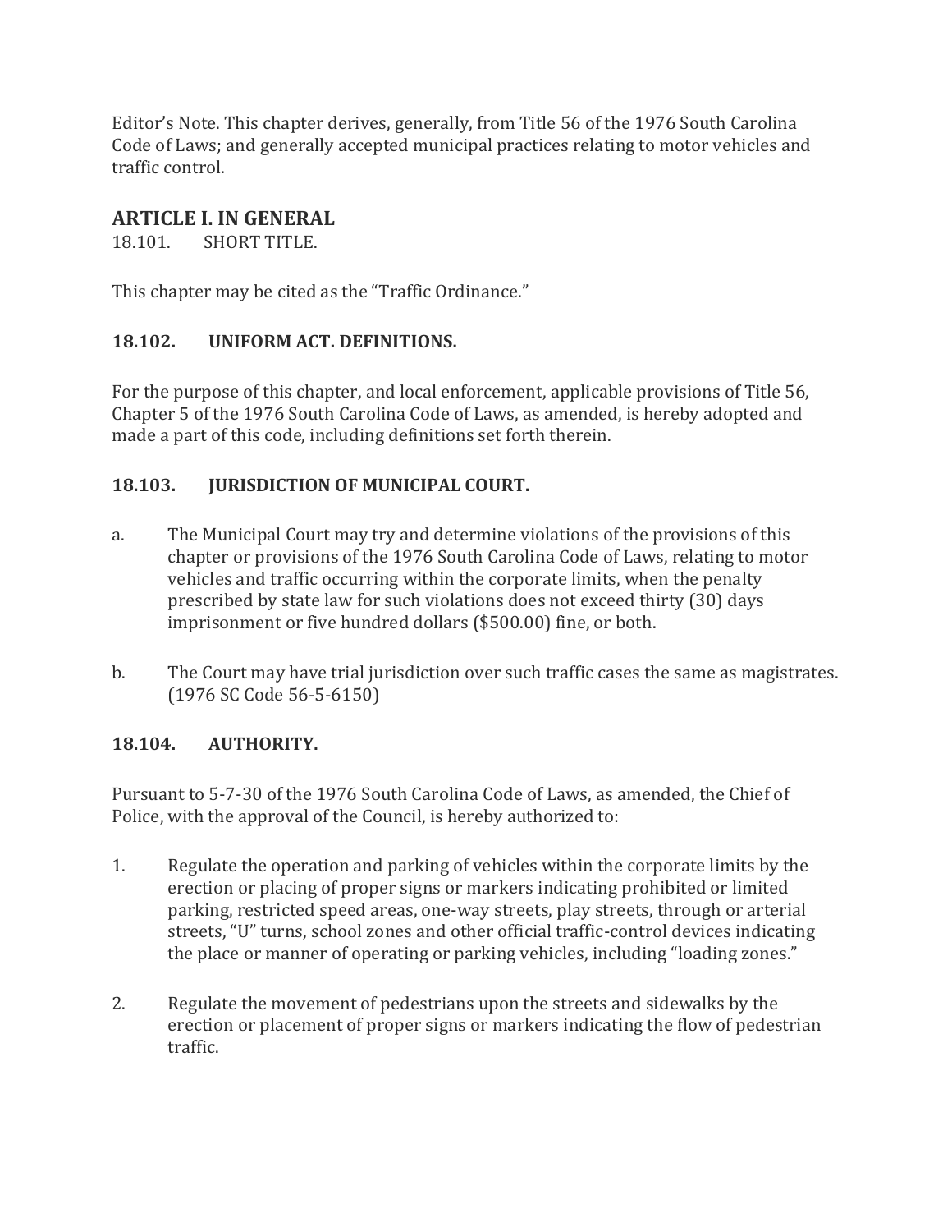Editor's Note. This chapter derives, generally, from Title 56 of the 1976 South Carolina Code of Laws; and generally accepted municipal practices relating to motor vehicles and traffic control.

## ARTICLE I. IN GENERAL

18.101. SHORT TITLE.

This chapter may be cited as the "Traffic Ordinance."

### 18.102. UNIFORM ACT. DEFINITIONS.

For the purpose of this chapter, and local enforcement, applicable provisions of Title 56, Chapter 5 of the 1976 South Carolina Code of Laws, as amended, is hereby adopted and made a part of this code, including definitions set forth therein.

### 18.103. JURISDICTION OF MUNICIPAL COURT.

a. The Municipal Court may try and determine violations of the provisions of this chapter or provisions of the 1976 South Carolina Code of Laws, relating to motor vehicles and traffic occurring within the corporate limits, when the penalty prescribed by state law for such violations does not exceed thirty (30) days imprisonment or five hundred dollars ($500.00) fine, or both.

b. The Court may have trial jurisdiction over such traffic cases the same as magistrates. (1976 SC Code 56-5-6150)

### 18.104. AUTHORITY.

Pursuant to 5-7-30 of the 1976 South Carolina Code of Laws, as amended, the Chief of Police, with the approval of the Council, is hereby authorized to:

1. Regulate the operation and parking of vehicles within the corporate limits by the erection or placing of proper signs or markers indicating prohibited or limited parking, restricted speed areas, one-way streets, play streets, through or arterial streets, "U" turns, school zones and other official traffic-control devices indicating the place or manner of operating or parking vehicles, including "loading zones."

2. Regulate the movement of pedestrians upon the streets and sidewalks by the erection or placement of proper signs or markers indicating the flow of pedestrian traffic.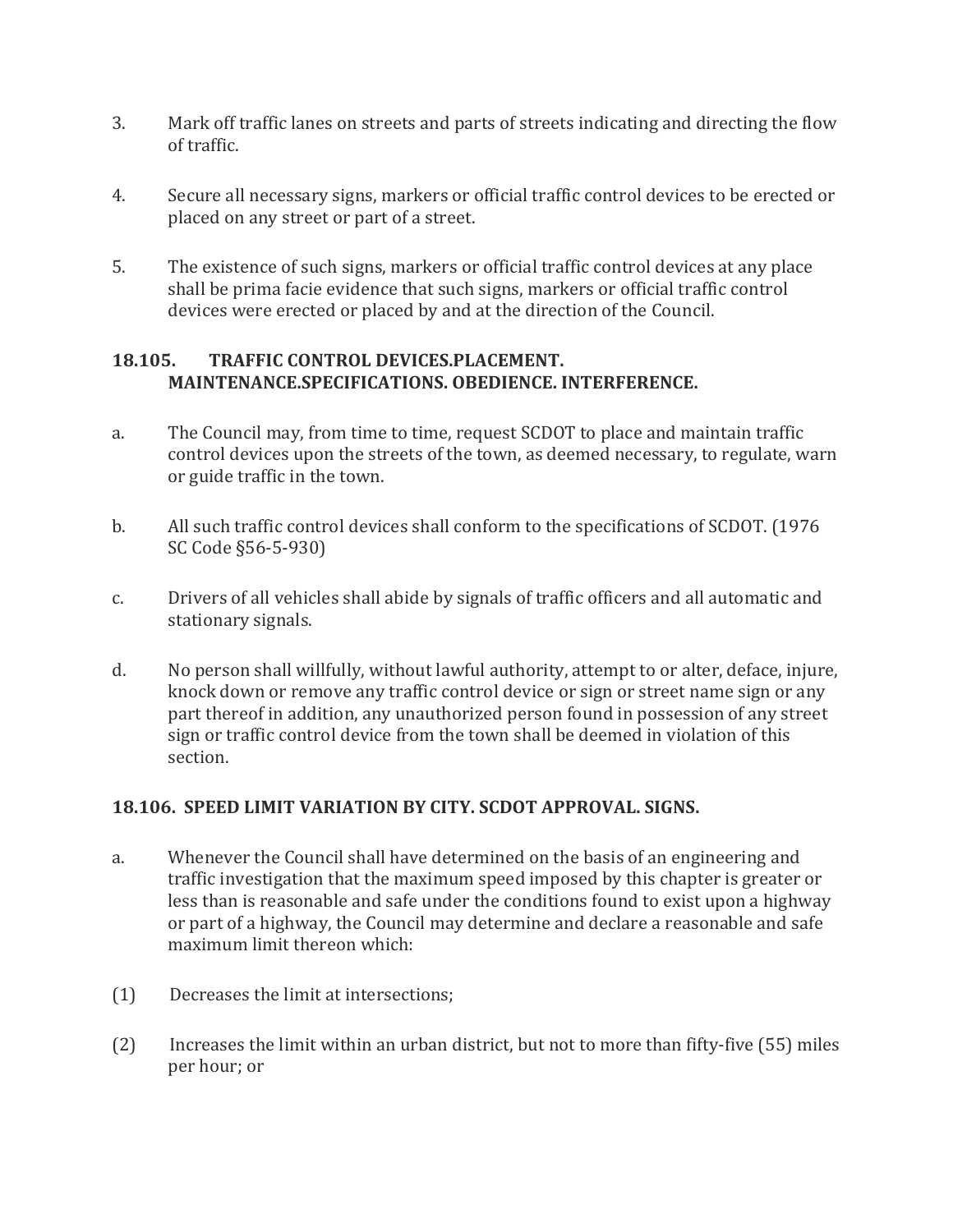3. Mark off traffic lanes on streets and parts of streets indicating and directing the flow of traffic.

4. Secure all necessary signs, markers or official traffic control devices to be erected or placed on any street or part of a street.

5. The existence of such signs, markers or official traffic control devices at any place shall be prima facie evidence that such signs, markers or official traffic control devices were erected or placed by and at the direction of the Council.

### 18.105. TRAFFIC CONTROL DEVICES.PLACEMENT. MAINTENANCE.SPECIFICATIONS. OBEDIENCE. INTERFERENCE.

a. The Council may, from time to time, request SCDOT to place and maintain traffic control devices upon the streets of the town, as deemed necessary, to regulate, warn or guide traffic in the town.

b. All such traffic control devices shall conform to the specifications of SCDOT. (1976 SC Code §56-5-930)

c. Drivers of all vehicles shall abide by signals of traffic officers and all automatic and stationary signals.

d. No person shall willfully, without lawful authority, attempt to or alter, deface, injure, knock down or remove any traffic control device or sign or street name sign or any part thereof in addition, any unauthorized person found in possession of any street sign or traffic control device from the town shall be deemed in violation of this section.

### 18.106. SPEED LIMIT VARIATION BY CITY. SCDOT APPROVAL. SIGNS.

a. Whenever the Council shall have determined on the basis of an engineering and traffic investigation that the maximum speed imposed by this chapter is greater or less than is reasonable and safe under the conditions found to exist upon a highway or part of a highway, the Council may determine and declare a reasonable and safe maximum limit thereon which:

(1) Decreases the limit at intersections;

(2) Increases the limit within an urban district, but not to more than fifty-five (55) miles per hour; or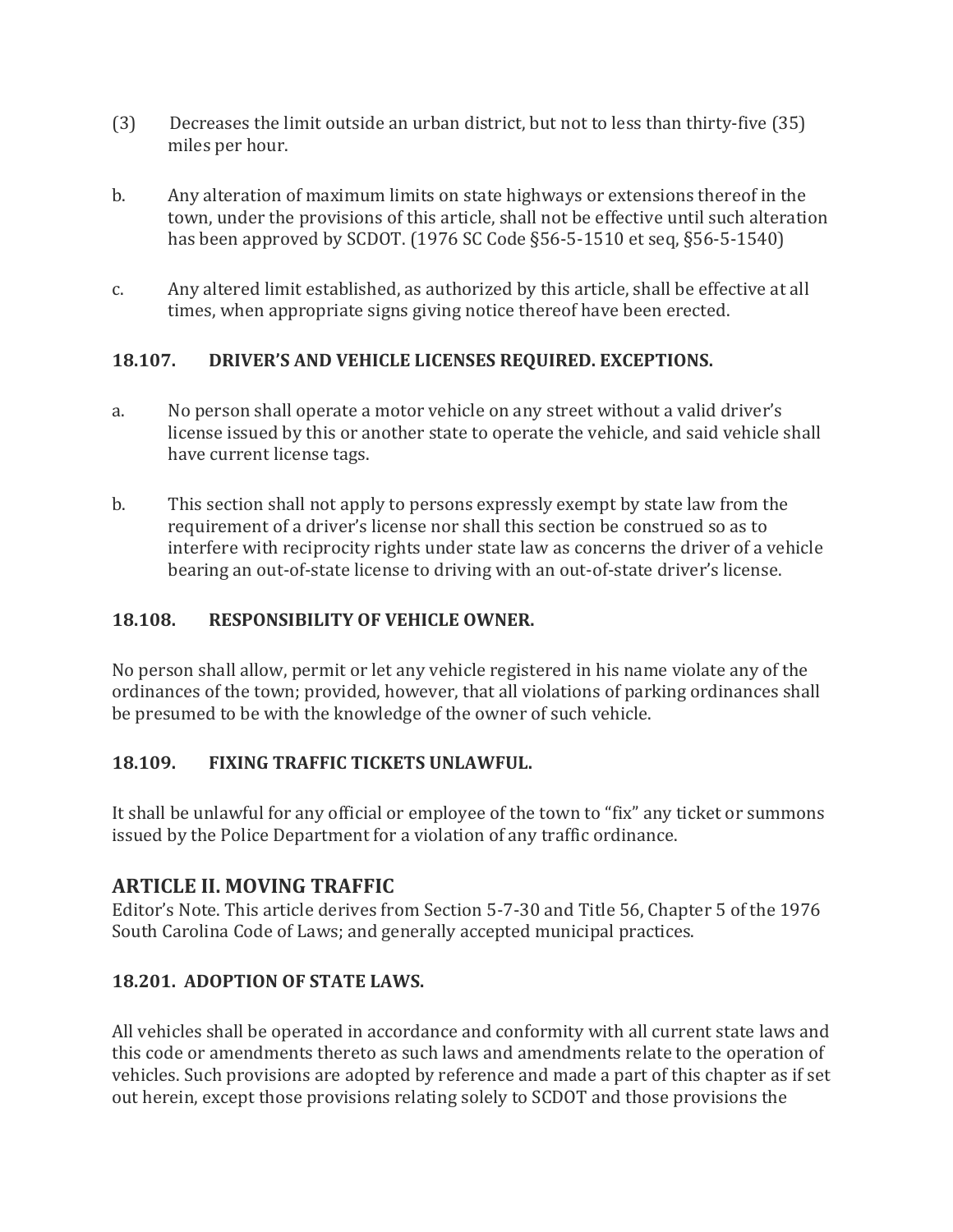(3) Decreases the limit outside an urban district, but not to less than thirty-five (35) miles per hour.

b. Any alteration of maximum limits on state highways or extensions thereof in the town, under the provisions of this article, shall not be effective until such alteration has been approved by SCDOT. (1976 SC Code §56-5-1510 et seq, §56-5-1540)

c. Any altered limit established, as authorized by this article, shall be effective at all times, when appropriate signs giving notice thereof have been erected.

### 18.107. DRIVER'S AND VEHICLE LICENSES REQUIRED. EXCEPTIONS.

a. No person shall operate a motor vehicle on any street without a valid driver's license issued by this or another state to operate the vehicle, and said vehicle shall have current license tags.

b. This section shall not apply to persons expressly exempt by state law from the requirement of a driver's license nor shall this section be construed so as to interfere with reciprocity rights under state law as concerns the driver of a vehicle bearing an out-of-state license to driving with an out-of-state driver's license.

### 18.108. RESPONSIBILITY OF VEHICLE OWNER.

No person shall allow, permit or let any vehicle registered in his name violate any of the ordinances of the town; provided, however, that all violations of parking ordinances shall be presumed to be with the knowledge of the owner of such vehicle.

### 18.109. FIXING TRAFFIC TICKETS UNLAWFUL.

It shall be unlawful for any official or employee of the town to "fix" any ticket or summons issued by the Police Department for a violation of any traffic ordinance.

## ARTICLE II. MOVING TRAFFIC

Editor's Note. This article derives from Section 5-7-30 and Title 56, Chapter 5 of the 1976 South Carolina Code of Laws; and generally accepted municipal practices.

### 18.201. ADOPTION OF STATE LAWS.

All vehicles shall be operated in accordance and conformity with all current state laws and this code or amendments thereto as such laws and amendments relate to the operation of vehicles. Such provisions are adopted by reference and made a part of this chapter as if set out herein, except those provisions relating solely to SCDOT and those provisions the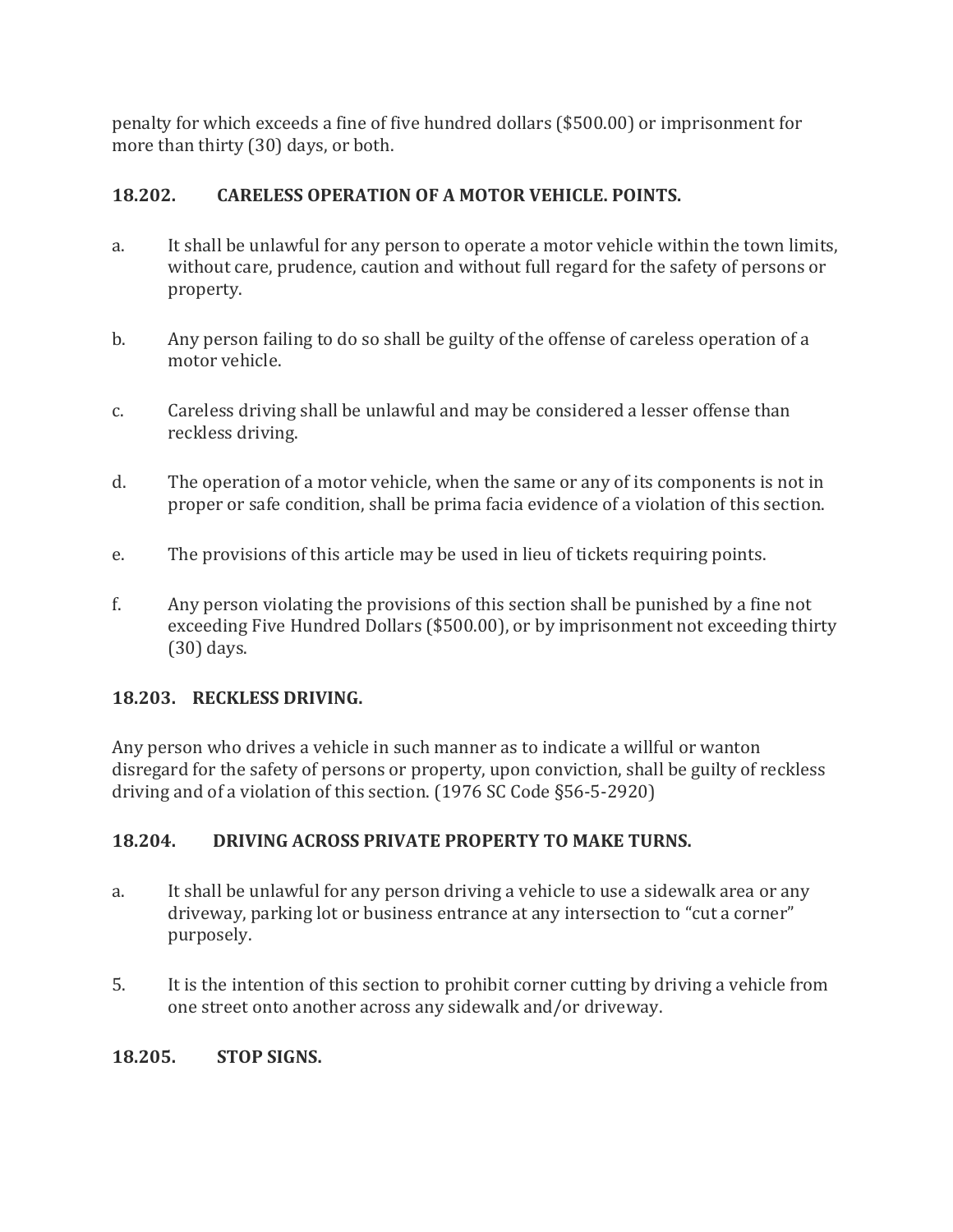penalty for which exceeds a fine of five hundred dollars ($500.00) or imprisonment for more than thirty (30) days, or both.

### 18.202. CARELESS OPERATION OF A MOTOR VEHICLE. POINTS.

a. It shall be unlawful for any person to operate a motor vehicle within the town limits, without care, prudence, caution and without full regard for the safety of persons or property.

b. Any person failing to do so shall be guilty of the offense of careless operation of a motor vehicle.

c. Careless driving shall be unlawful and may be considered a lesser offense than reckless driving.

d. The operation of a motor vehicle, when the same or any of its components is not in proper or safe condition, shall be prima facia evidence of a violation of this section.

e. The provisions of this article may be used in lieu of tickets requiring points.

f. Any person violating the provisions of this section shall be punished by a fine not exceeding Five Hundred Dollars ($500.00), or by imprisonment not exceeding thirty (30) days.

### 18.203. RECKLESS DRIVING.

Any person who drives a vehicle in such manner as to indicate a willful or wanton disregard for the safety of persons or property, upon conviction, shall be guilty of reckless driving and of a violation of this section. (1976 SC Code §56-5-2920)

### 18.204. DRIVING ACROSS PRIVATE PROPERTY TO MAKE TURNS.

a. It shall be unlawful for any person driving a vehicle to use a sidewalk area or any driveway, parking lot or business entrance at any intersection to "cut a corner" purposely.

5. It is the intention of this section to prohibit corner cutting by driving a vehicle from one street onto another across any sidewalk and/or driveway.

### 18.205. STOP SIGNS.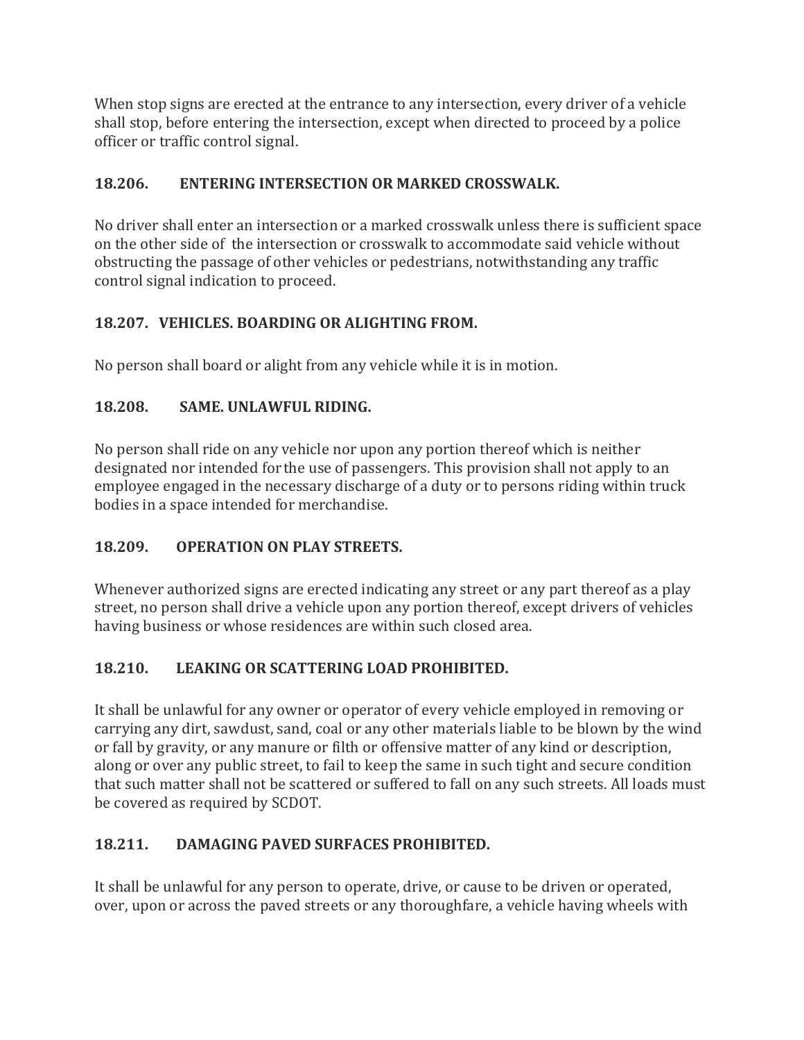When stop signs are erected at the entrance to any intersection, every driver of a vehicle shall stop, before entering the intersection, except when directed to proceed by a police officer or traffic control signal.

### 18.206. ENTERING INTERSECTION OR MARKED CROSSWALK.

No driver shall enter an intersection or a marked crosswalk unless there is sufficient space on the other side of the intersection or crosswalk to accommodate said vehicle without obstructing the passage of other vehicles or pedestrians, notwithstanding any traffic control signal indication to proceed.

### 18.207. VEHICLES. BOARDING OR ALIGHTING FROM.

No person shall board or alight from any vehicle while it is in motion.

### 18.208. SAME. UNLAWFUL RIDING.

No person shall ride on any vehicle nor upon any portion thereof which is neither designated nor intended for the use of passengers. This provision shall not apply to an employee engaged in the necessary discharge of a duty or to persons riding within truck bodies in a space intended for merchandise.

### 18.209. OPERATION ON PLAY STREETS.

Whenever authorized signs are erected indicating any street or any part thereof as a play street, no person shall drive a vehicle upon any portion thereof, except drivers of vehicles having business or whose residences are within such closed area.

### 18.210. LEAKING OR SCATTERING LOAD PROHIBITED.

It shall be unlawful for any owner or operator of every vehicle employed in removing or carrying any dirt, sawdust, sand, coal or any other materials liable to be blown by the wind or fall by gravity, or any manure or filth or offensive matter of any kind or description, along or over any public street, to fail to keep the same in such tight and secure condition that such matter shall not be scattered or suffered to fall on any such streets. All loads must be covered as required by SCDOT.

### 18.211. DAMAGING PAVED SURFACES PROHIBITED.

It shall be unlawful for any person to operate, drive, or cause to be driven or operated, over, upon or across the paved streets or any thoroughfare, a vehicle having wheels with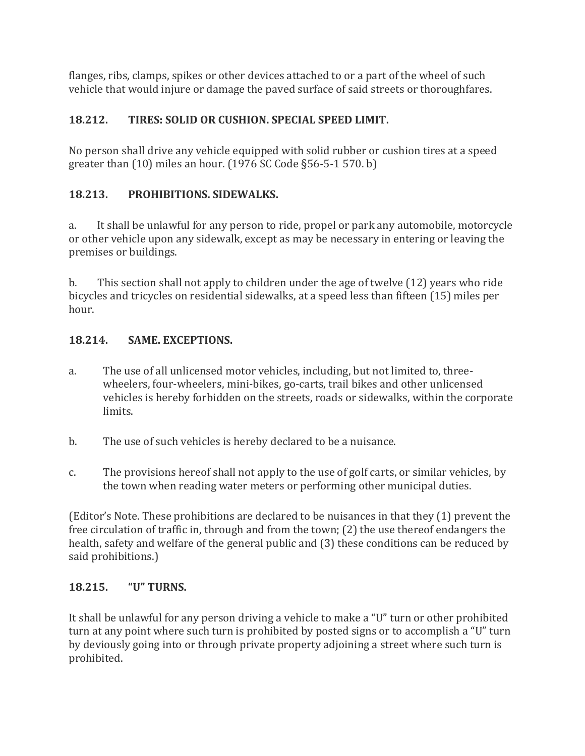flanges, ribs, clamps, spikes or other devices attached to or a part of the wheel of such vehicle that would injure or damage the paved surface of said streets or thoroughfares.

### 18.212. TIRES: SOLID OR CUSHION. SPECIAL SPEED LIMIT.

No person shall drive any vehicle equipped with solid rubber or cushion tires at a speed greater than (10) miles an hour. (1976 SC Code §56-5-1 570. b)

### 18.213. PROHIBITIONS. SIDEWALKS.

a. It shall be unlawful for any person to ride, propel or park any automobile, motorcycle or other vehicle upon any sidewalk, except as may be necessary in entering or leaving the premises or buildings.

b. This section shall not apply to children under the age of twelve (12) years who ride bicycles and tricycles on residential sidewalks, at a speed less than fifteen (15) miles per hour.

### 18.214. SAME. EXCEPTIONS.

a. The use of all unlicensed motor vehicles, including, but not limited to, three-wheelers, four-wheelers, mini-bikes, go-carts, trail bikes and other unlicensed vehicles is hereby forbidden on the streets, roads or sidewalks, within the corporate limits.

b. The use of such vehicles is hereby declared to be a nuisance.

c. The provisions hereof shall not apply to the use of golf carts, or similar vehicles, by the town when reading water meters or performing other municipal duties.

(Editor's Note. These prohibitions are declared to be nuisances in that they (1) prevent the free circulation of traffic in, through and from the town; (2) the use thereof endangers the health, safety and welfare of the general public and (3) these conditions can be reduced by said prohibitions.)

### 18.215. "U" TURNS.

It shall be unlawful for any person driving a vehicle to make a "U" turn or other prohibited turn at any point where such turn is prohibited by posted signs or to accomplish a "U" turn by deviously going into or through private property adjoining a street where such turn is prohibited.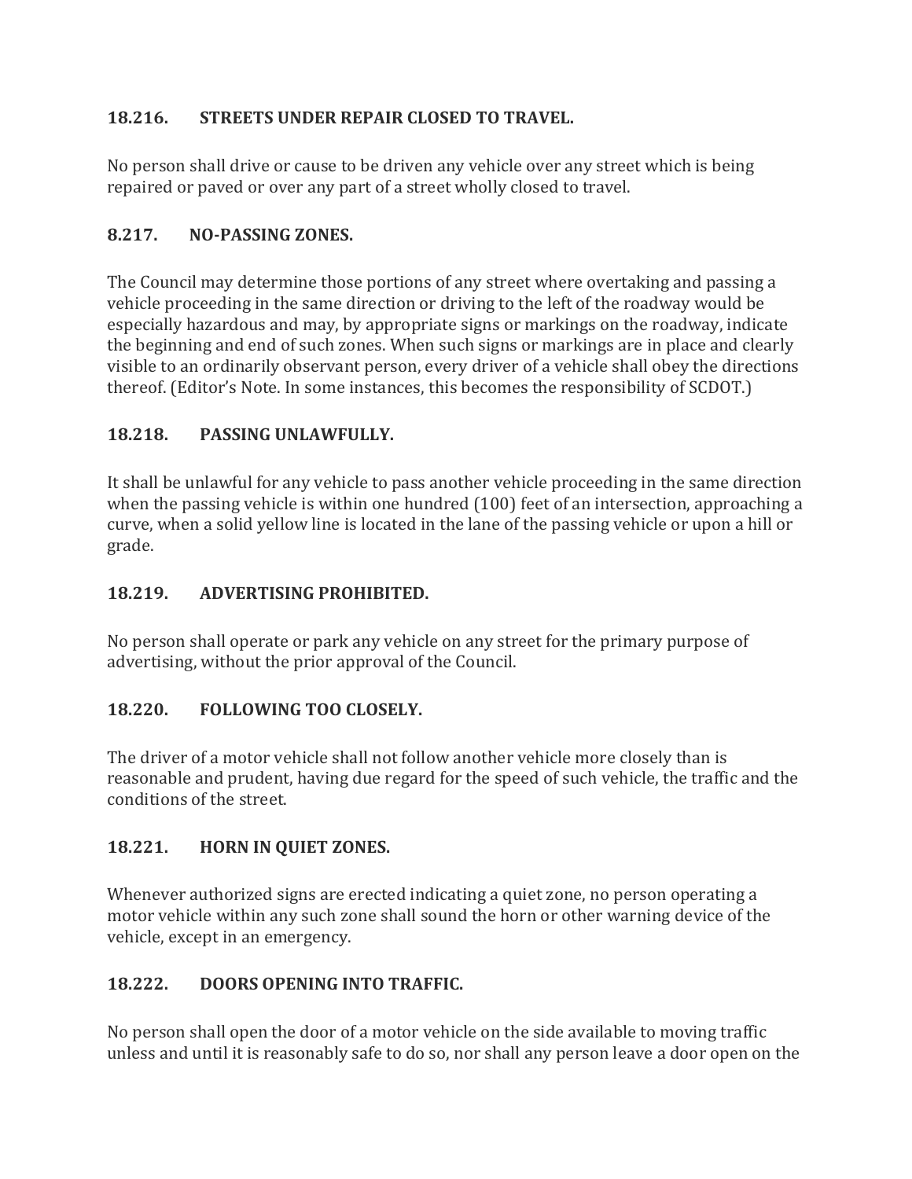### 18.216. STREETS UNDER REPAIR CLOSED TO TRAVEL.

No person shall drive or cause to be driven any vehicle over any street which is being repaired or paved or over any part of a street wholly closed to travel.

### 8.217. NO-PASSING ZONES.

The Council may determine those portions of any street where overtaking and passing a vehicle proceeding in the same direction or driving to the left of the roadway would be especially hazardous and may, by appropriate signs or markings on the roadway, indicate the beginning and end of such zones. When such signs or markings are in place and clearly visible to an ordinarily observant person, every driver of a vehicle shall obey the directions thereof. (Editor's Note. In some instances, this becomes the responsibility of SCDOT.)

### 18.218. PASSING UNLAWFULLY.

It shall be unlawful for any vehicle to pass another vehicle proceeding in the same direction when the passing vehicle is within one hundred (100) feet of an intersection, approaching a curve, when a solid yellow line is located in the lane of the passing vehicle or upon a hill or grade.

### 18.219. ADVERTISING PROHIBITED.

No person shall operate or park any vehicle on any street for the primary purpose of advertising, without the prior approval of the Council.

### 18.220. FOLLOWING TOO CLOSELY.

The driver of a motor vehicle shall not follow another vehicle more closely than is reasonable and prudent, having due regard for the speed of such vehicle, the traffic and the conditions of the street.

### 18.221. HORN IN QUIET ZONES.

Whenever authorized signs are erected indicating a quiet zone, no person operating a motor vehicle within any such zone shall sound the horn or other warning device of the vehicle, except in an emergency.

### 18.222. DOORS OPENING INTO TRAFFIC.

No person shall open the door of a motor vehicle on the side available to moving traffic unless and until it is reasonably safe to do so, nor shall any person leave a door open on the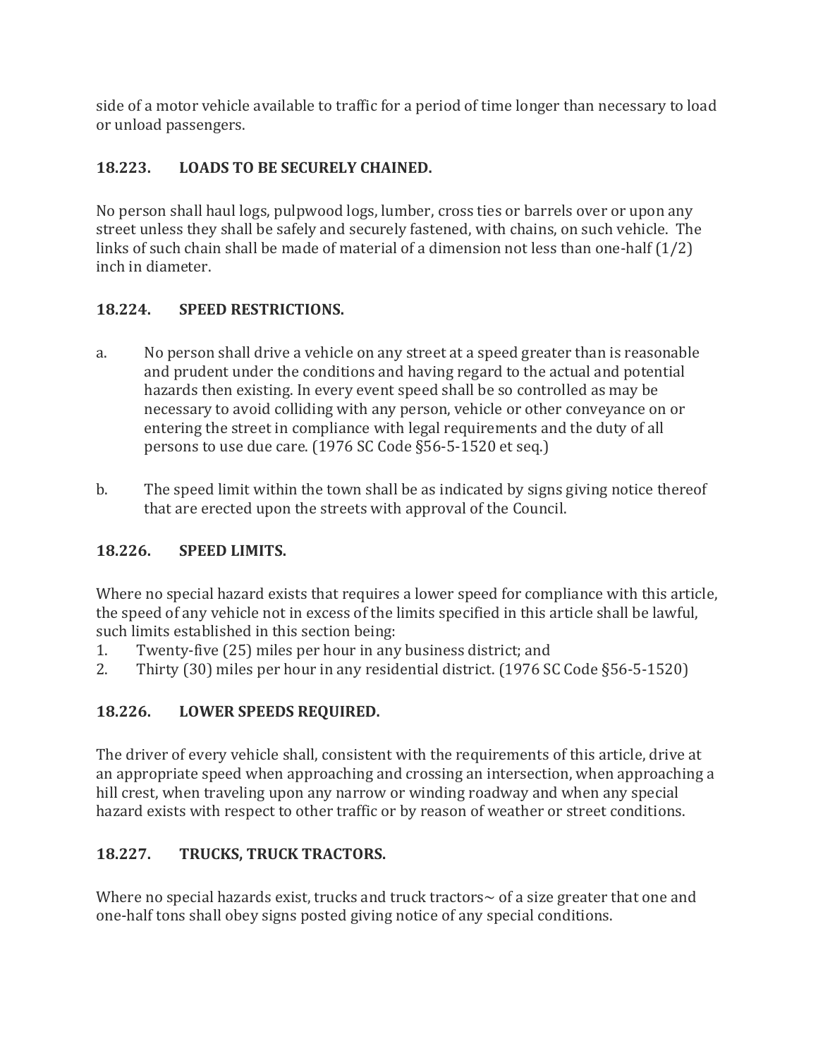side of a motor vehicle available to traffic for a period of time longer than necessary to load or unload passengers.

## 18.223. LOADS TO BE SECURELY CHAINED.

No person shall haul logs, pulpwood logs, lumber, cross ties or barrels over or upon any street unless they shall be safely and securely fastened, with chains, on such vehicle. The links of such chain shall be made of material of a dimension not less than one-half (1/2) inch in diameter.

## 18.224. SPEED RESTRICTIONS.

a. No person shall drive a vehicle on any street at a speed greater than is reasonable and prudent under the conditions and having regard to the actual and potential hazards then existing. In every event speed shall be so controlled as may be necessary to avoid colliding with any person, vehicle or other conveyance on or entering the street in compliance with legal requirements and the duty of all persons to use due care. (1976 SC Code §56-5-1520 et seq.)

b. The speed limit within the town shall be as indicated by signs giving notice thereof that are erected upon the streets with approval of the Council.

## 18.226. SPEED LIMITS.

Where no special hazard exists that requires a lower speed for compliance with this article, the speed of any vehicle not in excess of the limits specified in this article shall be lawful, such limits established in this section being:

1. Twenty-five (25) miles per hour in any business district; and
2. Thirty (30) miles per hour in any residential district. (1976 SC Code §56-5-1520)

## 18.226. LOWER SPEEDS REQUIRED.

The driver of every vehicle shall, consistent with the requirements of this article, drive at an appropriate speed when approaching and crossing an intersection, when approaching a hill crest, when traveling upon any narrow or winding roadway and when any special hazard exists with respect to other traffic or by reason of weather or street conditions.

## 18.227. TRUCKS, TRUCK TRACTORS.

Where no special hazards exist, trucks and truck tractors~ of a size greater that one and one-half tons shall obey signs posted giving notice of any special conditions.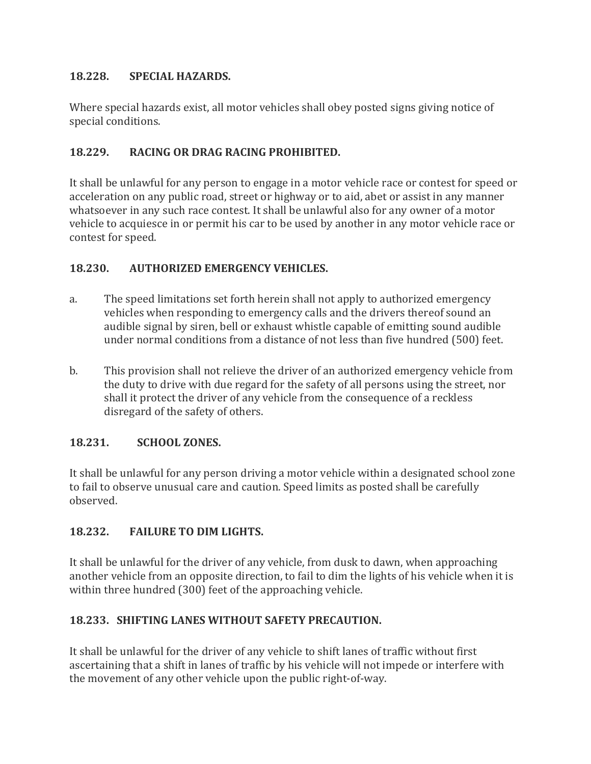### 18.228. SPECIAL HAZARDS.

Where special hazards exist, all motor vehicles shall obey posted signs giving notice of special conditions.

### 18.229. RACING OR DRAG RACING PROHIBITED.

It shall be unlawful for any person to engage in a motor vehicle race or contest for speed or acceleration on any public road, street or highway or to aid, abet or assist in any manner whatsoever in any such race contest. It shall be unlawful also for any owner of a motor vehicle to acquiesce in or permit his car to be used by another in any motor vehicle race or contest for speed.

### 18.230. AUTHORIZED EMERGENCY VEHICLES.

a. The speed limitations set forth herein shall not apply to authorized emergency vehicles when responding to emergency calls and the drivers thereof sound an audible signal by siren, bell or exhaust whistle capable of emitting sound audible under normal conditions from a distance of not less than five hundred (500) feet.

b. This provision shall not relieve the driver of an authorized emergency vehicle from the duty to drive with due regard for the safety of all persons using the street, nor shall it protect the driver of any vehicle from the consequence of a reckless disregard of the safety of others.

### 18.231. SCHOOL ZONES.

It shall be unlawful for any person driving a motor vehicle within a designated school zone to fail to observe unusual care and caution. Speed limits as posted shall be carefully observed.

### 18.232. FAILURE TO DIM LIGHTS.

It shall be unlawful for the driver of any vehicle, from dusk to dawn, when approaching another vehicle from an opposite direction, to fail to dim the lights of his vehicle when it is within three hundred (300) feet of the approaching vehicle.

### 18.233. SHIFTING LANES WITHOUT SAFETY PRECAUTION.

It shall be unlawful for the driver of any vehicle to shift lanes of traffic without first ascertaining that a shift in lanes of traffic by his vehicle will not impede or interfere with the movement of any other vehicle upon the public right-of-way.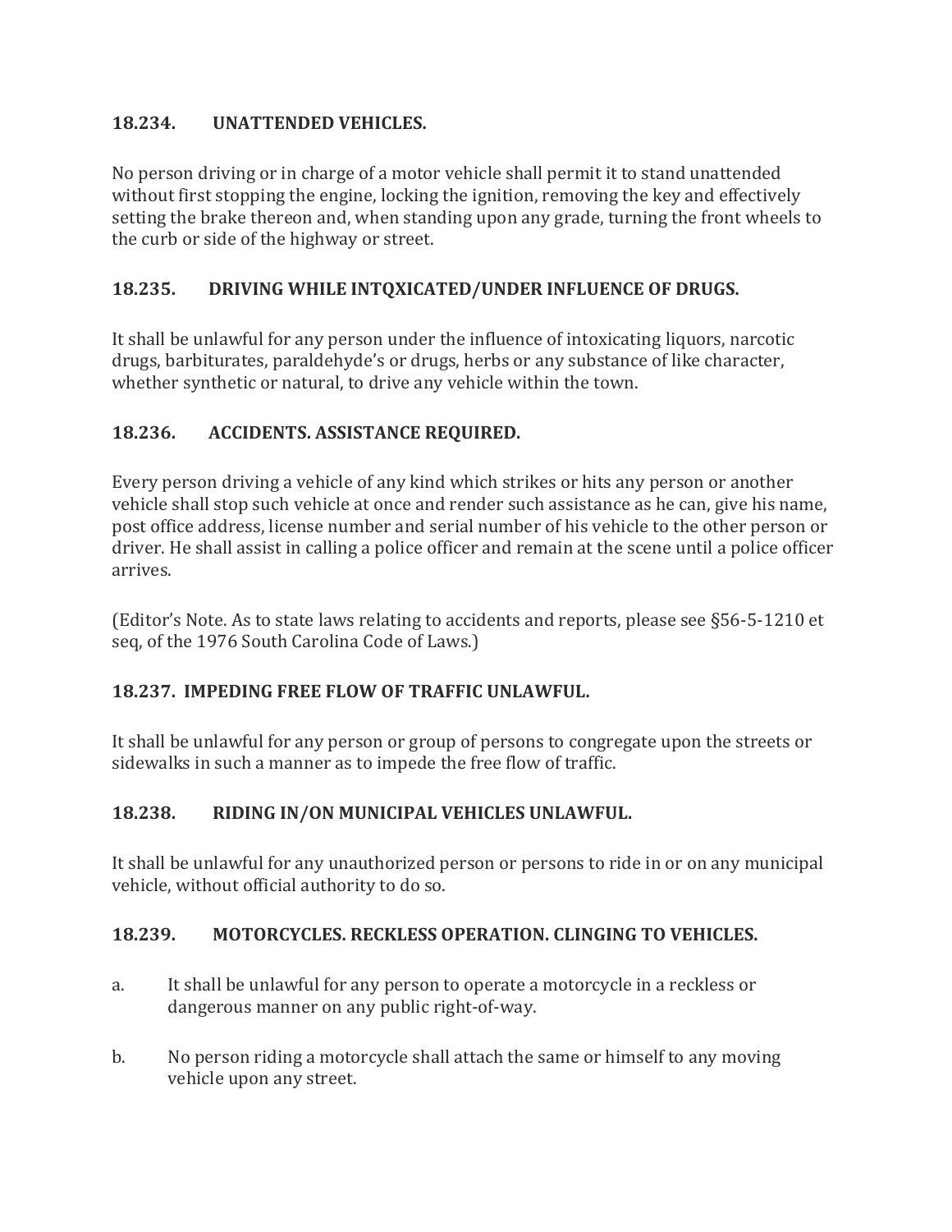### 18.234. UNATTENDED VEHICLES.

No person driving or in charge of a motor vehicle shall permit it to stand unattended without first stopping the engine, locking the ignition, removing the key and effectively setting the brake thereon and, when standing upon any grade, turning the front wheels to the curb or side of the highway or street.

### 18.235. DRIVING WHILE INTQXICATED/UNDER INFLUENCE OF DRUGS.

It shall be unlawful for any person under the influence of intoxicating liquors, narcotic drugs, barbiturates, paraldehyde's or drugs, herbs or any substance of like character, whether synthetic or natural, to drive any vehicle within the town.

### 18.236. ACCIDENTS. ASSISTANCE REQUIRED.

Every person driving a vehicle of any kind which strikes or hits any person or another vehicle shall stop such vehicle at once and render such assistance as he can, give his name, post office address, license number and serial number of his vehicle to the other person or driver. He shall assist in calling a police officer and remain at the scene until a police officer arrives.

(Editor's Note. As to state laws relating to accidents and reports, please see §56-5-1210 et seq, of the 1976 South Carolina Code of Laws.)

### 18.237. IMPEDING FREE FLOW OF TRAFFIC UNLAWFUL.

It shall be unlawful for any person or group of persons to congregate upon the streets or sidewalks in such a manner as to impede the free flow of traffic.

### 18.238. RIDING IN/ON MUNICIPAL VEHICLES UNLAWFUL.

It shall be unlawful for any unauthorized person or persons to ride in or on any municipal vehicle, without official authority to do so.

### 18.239. MOTORCYCLES. RECKLESS OPERATION. CLINGING TO VEHICLES.

a. It shall be unlawful for any person to operate a motorcycle in a reckless or dangerous manner on any public right-of-way.

b. No person riding a motorcycle shall attach the same or himself to any moving vehicle upon any street.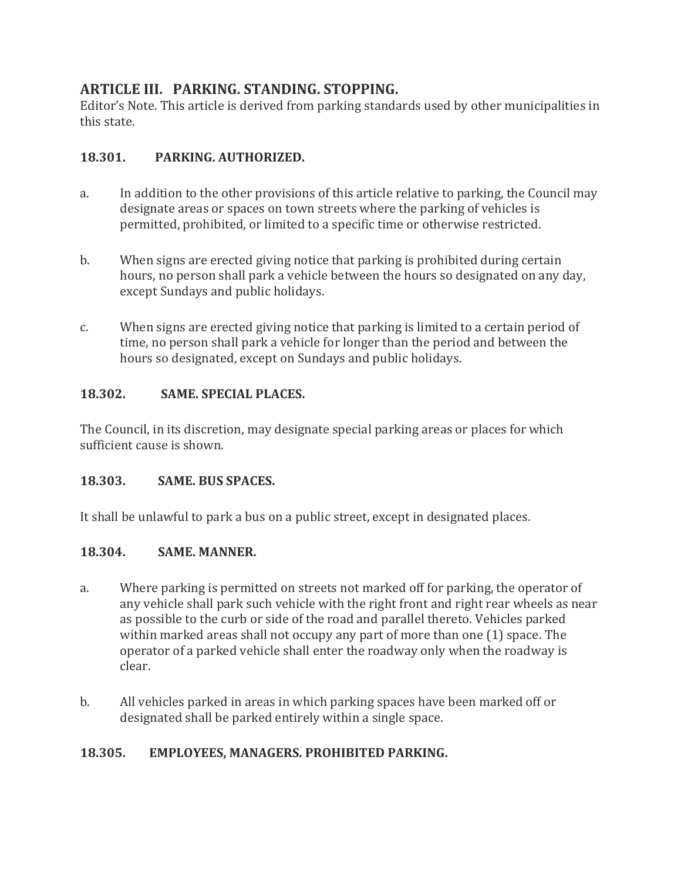## ARTICLE III. PARKING. STANDING. STOPPING.

Editor's Note. This article is derived from parking standards used by other municipalities in this state.

### 18.301. PARKING. AUTHORIZED.

a. In addition to the other provisions of this article relative to parking, the Council may designate areas or spaces on town streets where the parking of vehicles is permitted, prohibited, or limited to a specific time or otherwise restricted.

b. When signs are erected giving notice that parking is prohibited during certain hours, no person shall park a vehicle between the hours so designated on any day, except Sundays and public holidays.

c. When signs are erected giving notice that parking is limited to a certain period of time, no person shall park a vehicle for longer than the period and between the hours so designated, except on Sundays and public holidays.

### 18.302. SAME. SPECIAL PLACES.

The Council, in its discretion, may designate special parking areas or places for which sufficient cause is shown.

### 18.303. SAME. BUS SPACES.

It shall be unlawful to park a bus on a public street, except in designated places.

### 18.304. SAME. MANNER.

a. Where parking is permitted on streets not marked off for parking, the operator of any vehicle shall park such vehicle with the right front and right rear wheels as near as possible to the curb or side of the road and parallel thereto. Vehicles parked within marked areas shall not occupy any part of more than one (1) space. The operator of a parked vehicle shall enter the roadway only when the roadway is clear.

b. All vehicles parked in areas in which parking spaces have been marked off or designated shall be parked entirely within a single space.

### 18.305. EMPLOYEES, MANAGERS. PROHIBITED PARKING.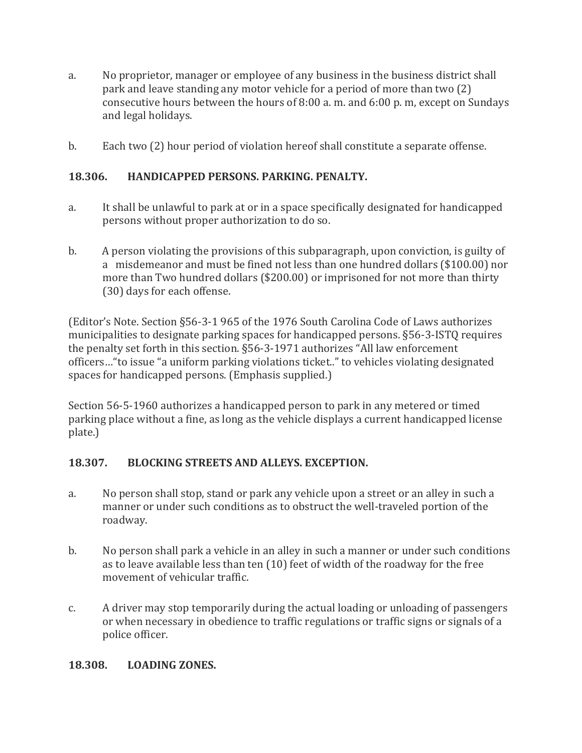a. No proprietor, manager or employee of any business in the business district shall park and leave standing any motor vehicle for a period of more than two (2) consecutive hours between the hours of 8:00 a. m. and 6:00 p. m, except on Sundays and legal holidays.

b. Each two (2) hour period of violation hereof shall constitute a separate offense.

### 18.306. HANDICAPPED PERSONS. PARKING. PENALTY.

a. It shall be unlawful to park at or in a space specifically designated for handicapped persons without proper authorization to do so.

b. A person violating the provisions of this subparagraph, upon conviction, is guilty of a misdemeanor and must be fined not less than one hundred dollars ($100.00) nor more than Two hundred dollars ($200.00) or imprisoned for not more than thirty (30) days for each offense.

(Editor's Note. Section §56-3-1 965 of the 1976 South Carolina Code of Laws authorizes municipalities to designate parking spaces for handicapped persons. §56-3-ISTQ requires the penalty set forth in this section. §56-3-1971 authorizes "All law enforcement officers…"to issue "a uniform parking violations ticket.." to vehicles violating designated spaces for handicapped persons. (Emphasis supplied.)

Section 56-5-1960 authorizes a handicapped person to park in any metered or timed parking place without a fine, as long as the vehicle displays a current handicapped license plate.)

### 18.307. BLOCKING STREETS AND ALLEYS. EXCEPTION.

a. No person shall stop, stand or park any vehicle upon a street or an alley in such a manner or under such conditions as to obstruct the well-traveled portion of the roadway.

b. No person shall park a vehicle in an alley in such a manner or under such conditions as to leave available less than ten (10) feet of width of the roadway for the free movement of vehicular traffic.

c. A driver may stop temporarily during the actual loading or unloading of passengers or when necessary in obedience to traffic regulations or traffic signs or signals of a police officer.

### 18.308. LOADING ZONES.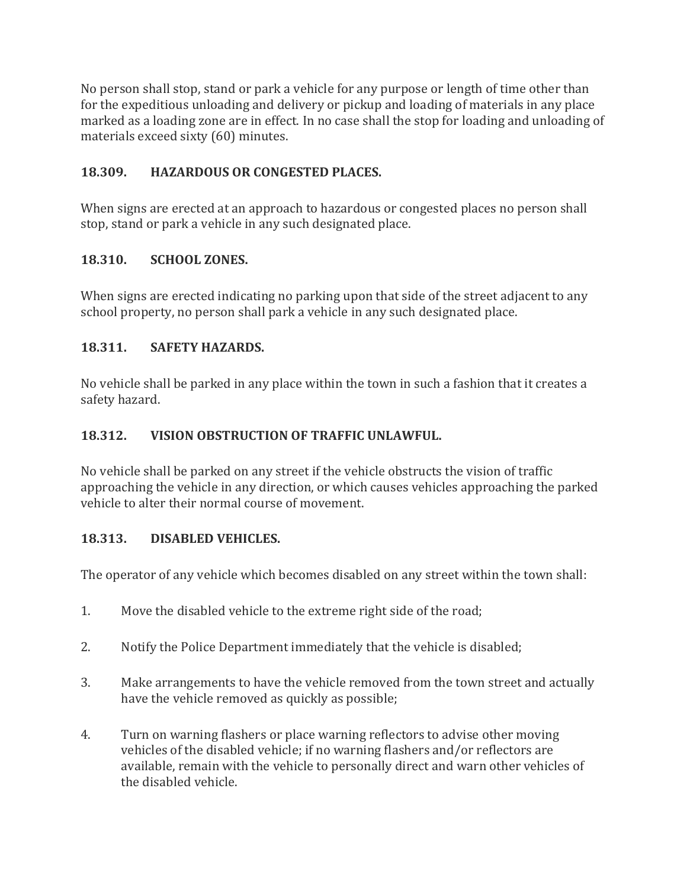No person shall stop, stand or park a vehicle for any purpose or length of time other than for the expeditious unloading and delivery or pickup and loading of materials in any place marked as a loading zone are in effect. In no case shall the stop for loading and unloading of materials exceed sixty (60) minutes.

### 18.309. HAZARDOUS OR CONGESTED PLACES.

When signs are erected at an approach to hazardous or congested places no person shall stop, stand or park a vehicle in any such designated place.

### 18.310. SCHOOL ZONES.

When signs are erected indicating no parking upon that side of the street adjacent to any school property, no person shall park a vehicle in any such designated place.

### 18.311. SAFETY HAZARDS.

No vehicle shall be parked in any place within the town in such a fashion that it creates a safety hazard.

### 18.312. VISION OBSTRUCTION OF TRAFFIC UNLAWFUL.

No vehicle shall be parked on any street if the vehicle obstructs the vision of traffic approaching the vehicle in any direction, or which causes vehicles approaching the parked vehicle to alter their normal course of movement.

### 18.313. DISABLED VEHICLES.

The operator of any vehicle which becomes disabled on any street within the town shall:

1. Move the disabled vehicle to the extreme right side of the road;

2. Notify the Police Department immediately that the vehicle is disabled;

3. Make arrangements to have the vehicle removed from the town street and actually have the vehicle removed as quickly as possible;

4. Turn on warning flashers or place warning reflectors to advise other moving vehicles of the disabled vehicle; if no warning flashers and/or reflectors are available, remain with the vehicle to personally direct and warn other vehicles of the disabled vehicle.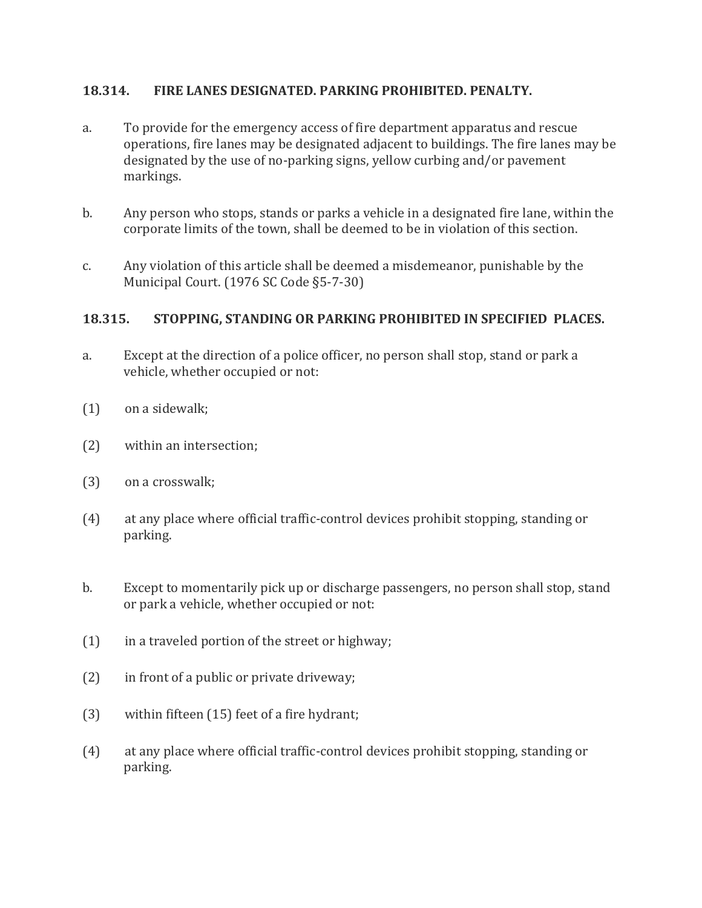## 18.314. FIRE LANES DESIGNATED. PARKING PROHIBITED. PENALTY.

a. To provide for the emergency access of fire department apparatus and rescue operations, fire lanes may be designated adjacent to buildings. The fire lanes may be designated by the use of no-parking signs, yellow curbing and/or pavement markings.

b. Any person who stops, stands or parks a vehicle in a designated fire lane, within the corporate limits of the town, shall be deemed to be in violation of this section.

c. Any violation of this article shall be deemed a misdemeanor, punishable by the Municipal Court. (1976 SC Code §5-7-30)

## 18.315. STOPPING, STANDING OR PARKING PROHIBITED IN SPECIFIED PLACES.

a. Except at the direction of a police officer, no person shall stop, stand or park a vehicle, whether occupied or not:

(1) on a sidewalk;

(2) within an intersection;

(3) on a crosswalk;

(4) at any place where official traffic-control devices prohibit stopping, standing or parking.

b. Except to momentarily pick up or discharge passengers, no person shall stop, stand or park a vehicle, whether occupied or not:

(1) in a traveled portion of the street or highway;

(2) in front of a public or private driveway;

(3) within fifteen (15) feet of a fire hydrant;

(4) at any place where official traffic-control devices prohibit stopping, standing or parking.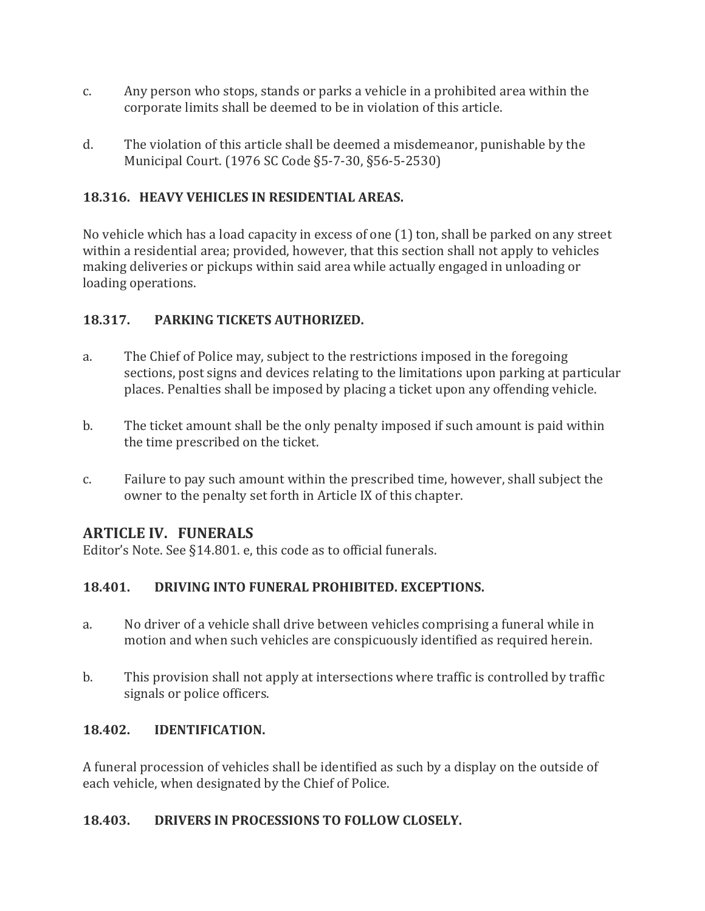c. Any person who stops, stands or parks a vehicle in a prohibited area within the corporate limits shall be deemed to be in violation of this article.

d. The violation of this article shall be deemed a misdemeanor, punishable by the Municipal Court. (1976 SC Code §5-7-30, §56-5-2530)

**18.316. HEAVY VEHICLES IN RESIDENTIAL AREAS.**

No vehicle which has a load capacity in excess of one (1) ton, shall be parked on any street within a residential area; provided, however, that this section shall not apply to vehicles making deliveries or pickups within said area while actually engaged in unloading or loading operations.

**18.317. PARKING TICKETS AUTHORIZED.**

a. The Chief of Police may, subject to the restrictions imposed in the foregoing sections, post signs and devices relating to the limitations upon parking at particular places. Penalties shall be imposed by placing a ticket upon any offending vehicle.

b. The ticket amount shall be the only penalty imposed if such amount is paid within the time prescribed on the ticket.

c. Failure to pay such amount within the prescribed time, however, shall subject the owner to the penalty set forth in Article IX of this chapter.

## ARTICLE IV. FUNERALS

Editor's Note. See §14.801. e, this code as to official funerals.

**18.401. DRIVING INTO FUNERAL PROHIBITED. EXCEPTIONS.**

a. No driver of a vehicle shall drive between vehicles comprising a funeral while in motion and when such vehicles are conspicuously identified as required herein.

b. This provision shall not apply at intersections where traffic is controlled by traffic signals or police officers.

**18.402. IDENTIFICATION.**

A funeral procession of vehicles shall be identified as such by a display on the outside of each vehicle, when designated by the Chief of Police.

**18.403. DRIVERS IN PROCESSIONS TO FOLLOW CLOSELY.**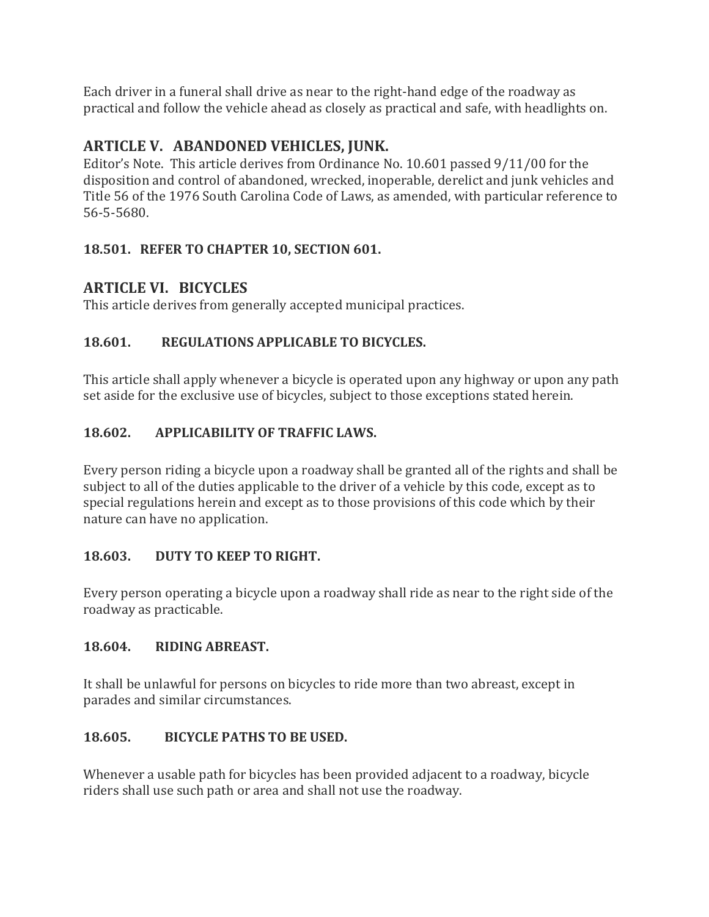Each driver in a funeral shall drive as near to the right-hand edge of the roadway as practical and follow the vehicle ahead as closely as practical and safe, with headlights on.

## ARTICLE V. ABANDONED VEHICLES, JUNK.

Editor's Note. This article derives from Ordinance No. 10.601 passed 9/11/00 for the disposition and control of abandoned, wrecked, inoperable, derelict and junk vehicles and Title 56 of the 1976 South Carolina Code of Laws, as amended, with particular reference to 56-5-5680.

### 18.501. REFER TO CHAPTER 10, SECTION 601.

## ARTICLE VI. BICYCLES

This article derives from generally accepted municipal practices.

### 18.601. REGULATIONS APPLICABLE TO BICYCLES.

This article shall apply whenever a bicycle is operated upon any highway or upon any path set aside for the exclusive use of bicycles, subject to those exceptions stated herein.

### 18.602. APPLICABILITY OF TRAFFIC LAWS.

Every person riding a bicycle upon a roadway shall be granted all of the rights and shall be subject to all of the duties applicable to the driver of a vehicle by this code, except as to special regulations herein and except as to those provisions of this code which by their nature can have no application.

### 18.603. DUTY TO KEEP TO RIGHT.

Every person operating a bicycle upon a roadway shall ride as near to the right side of the roadway as practicable.

### 18.604. RIDING ABREAST.

It shall be unlawful for persons on bicycles to ride more than two abreast, except in parades and similar circumstances.

### 18.605. BICYCLE PATHS TO BE USED.

Whenever a usable path for bicycles has been provided adjacent to a roadway, bicycle riders shall use such path or area and shall not use the roadway.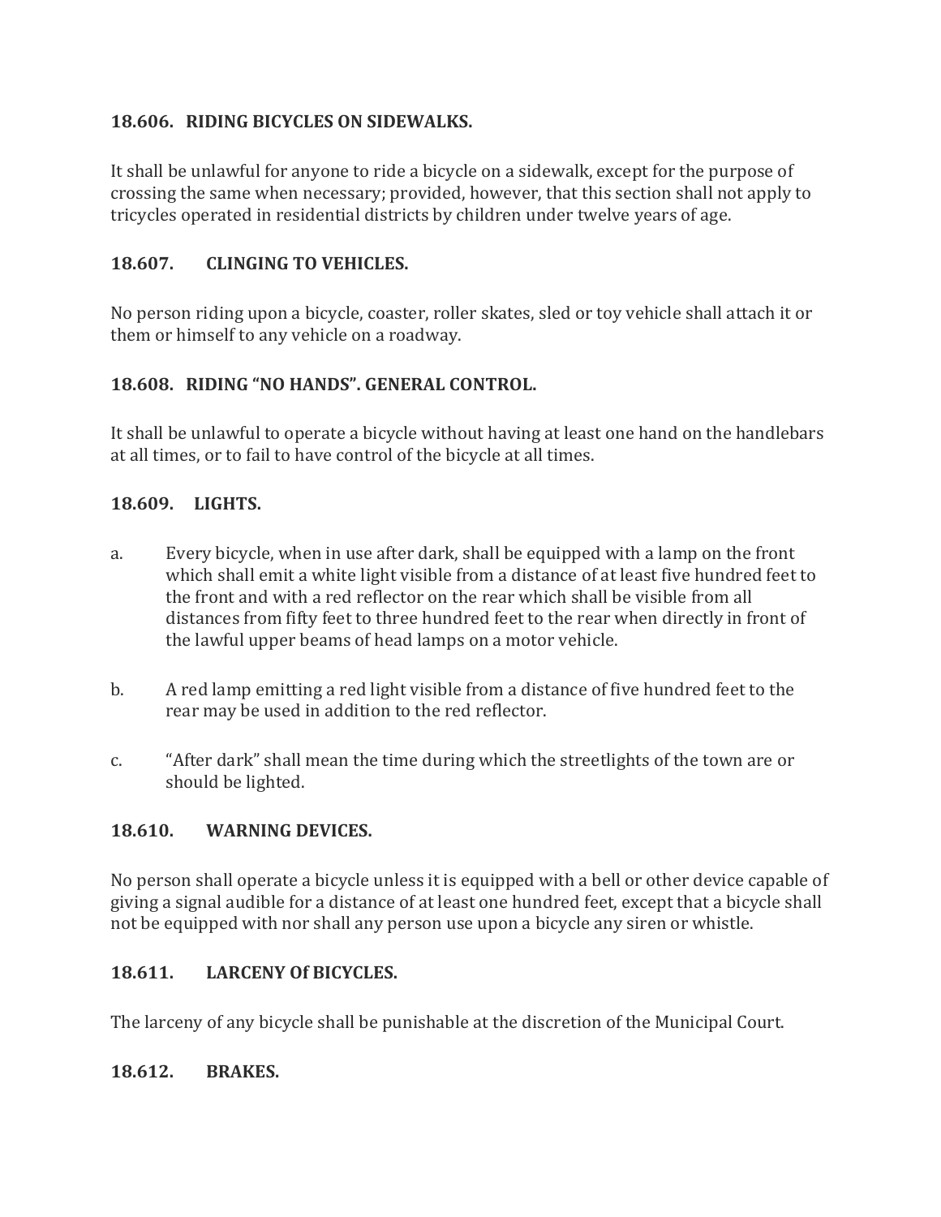**18.606. RIDING BICYCLES ON SIDEWALKS.**

It shall be unlawful for anyone to ride a bicycle on a sidewalk, except for the purpose of crossing the same when necessary; provided, however, that this section shall not apply to tricycles operated in residential districts by children under twelve years of age.

**18.607. CLINGING TO VEHICLES.**

No person riding upon a bicycle, coaster, roller skates, sled or toy vehicle shall attach it or them or himself to any vehicle on a roadway.

**18.608. RIDING "NO HANDS". GENERAL CONTROL.**

It shall be unlawful to operate a bicycle without having at least one hand on the handlebars at all times, or to fail to have control of the bicycle at all times.

**18.609. LIGHTS.**

a. Every bicycle, when in use after dark, shall be equipped with a lamp on the front which shall emit a white light visible from a distance of at least five hundred feet to the front and with a red reflector on the rear which shall be visible from all distances from fifty feet to three hundred feet to the rear when directly in front of the lawful upper beams of head lamps on a motor vehicle.

b. A red lamp emitting a red light visible from a distance of five hundred feet to the rear may be used in addition to the red reflector.

c. "After dark" shall mean the time during which the streetlights of the town are or should be lighted.

**18.610. WARNING DEVICES.**

No person shall operate a bicycle unless it is equipped with a bell or other device capable of giving a signal audible for a distance of at least one hundred feet, except that a bicycle shall not be equipped with nor shall any person use upon a bicycle any siren or whistle.

**18.611. LARCENY Of BICYCLES.**

The larceny of any bicycle shall be punishable at the discretion of the Municipal Court.

**18.612. BRAKES.**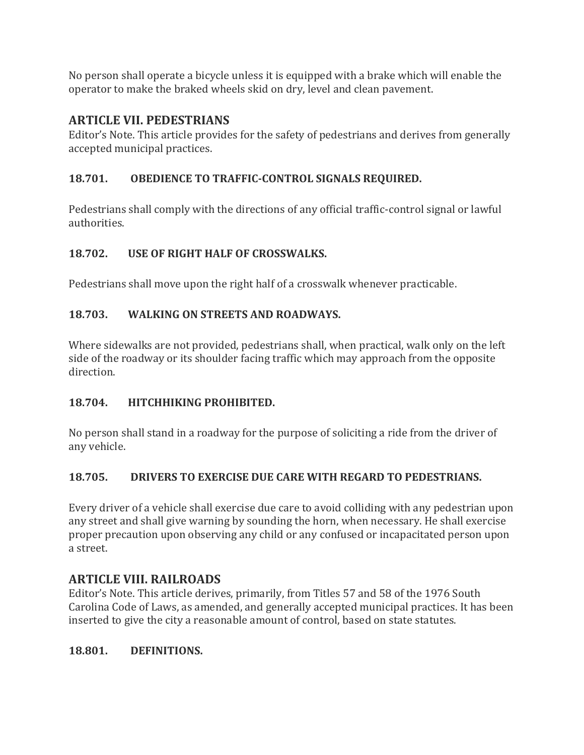No person shall operate a bicycle unless it is equipped with a brake which will enable the operator to make the braked wheels skid on dry, level and clean pavement.

## ARTICLE VII. PEDESTRIANS

Editor's Note. This article provides for the safety of pedestrians and derives from generally accepted municipal practices.

### 18.701. OBEDIENCE TO TRAFFIC-CONTROL SIGNALS REQUIRED.

Pedestrians shall comply with the directions of any official traffic-control signal or lawful authorities.

### 18.702. USE OF RIGHT HALF OF CROSSWALKS.

Pedestrians shall move upon the right half of a crosswalk whenever practicable.

### 18.703. WALKING ON STREETS AND ROADWAYS.

Where sidewalks are not provided, pedestrians shall, when practical, walk only on the left side of the roadway or its shoulder facing traffic which may approach from the opposite direction.

### 18.704. HITCHHIKING PROHIBITED.

No person shall stand in a roadway for the purpose of soliciting a ride from the driver of any vehicle.

### 18.705. DRIVERS TO EXERCISE DUE CARE WITH REGARD TO PEDESTRIANS.

Every driver of a vehicle shall exercise due care to avoid colliding with any pedestrian upon any street and shall give warning by sounding the horn, when necessary. He shall exercise proper precaution upon observing any child or any confused or incapacitated person upon a street.

## ARTICLE VIII. RAILROADS

Editor's Note. This article derives, primarily, from Titles 57 and 58 of the 1976 South Carolina Code of Laws, as amended, and generally accepted municipal practices. It has been inserted to give the city a reasonable amount of control, based on state statutes.

### 18.801. DEFINITIONS.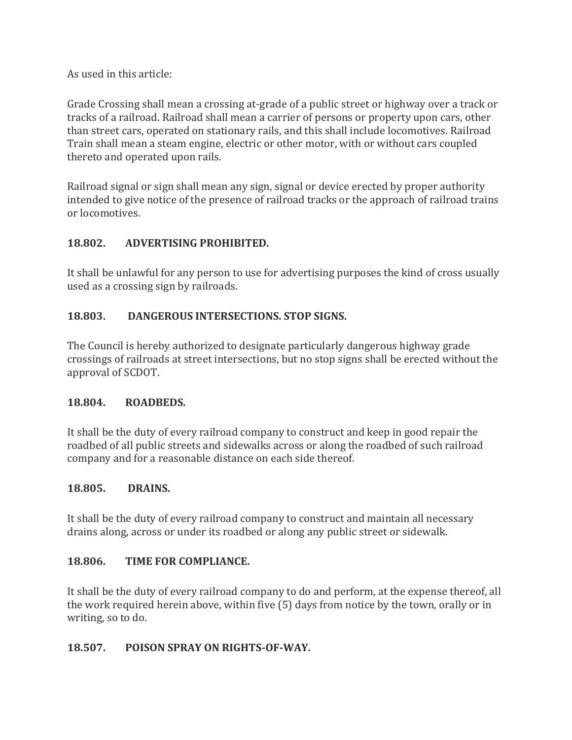As used in this article:

Grade Crossing shall mean a crossing at-grade of a public street or highway over a track or tracks of a railroad. Railroad shall mean a carrier of persons or property upon cars, other than street cars, operated on stationary rails, and this shall include locomotives. Railroad Train shall mean a steam engine, electric or other motor, with or without cars coupled thereto and operated upon rails.

Railroad signal or sign shall mean any sign, signal or device erected by proper authority intended to give notice of the presence of railroad tracks or the approach of railroad trains or locomotives.

### 18.802. ADVERTISING PROHIBITED.

It shall be unlawful for any person to use for advertising purposes the kind of cross usually used as a crossing sign by railroads.

### 18.803. DANGEROUS INTERSECTIONS. STOP SIGNS.

The Council is hereby authorized to designate particularly dangerous highway grade crossings of railroads at street intersections, but no stop signs shall be erected without the approval of SCDOT.

### 18.804. ROADBEDS.

It shall be the duty of every railroad company to construct and keep in good repair the roadbed of all public streets and sidewalks across or along the roadbed of such railroad company and for a reasonable distance on each side thereof.

### 18.805. DRAINS.

It shall be the duty of every railroad company to construct and maintain all necessary drains along, across or under its roadbed or along any public street or sidewalk.

### 18.806. TIME FOR COMPLIANCE.

It shall be the duty of every railroad company to do and perform, at the expense thereof, all the work required herein above, within five (5) days from notice by the town, orally or in writing, so to do.

### 18.507. POISON SPRAY ON RIGHTS-OF-WAY.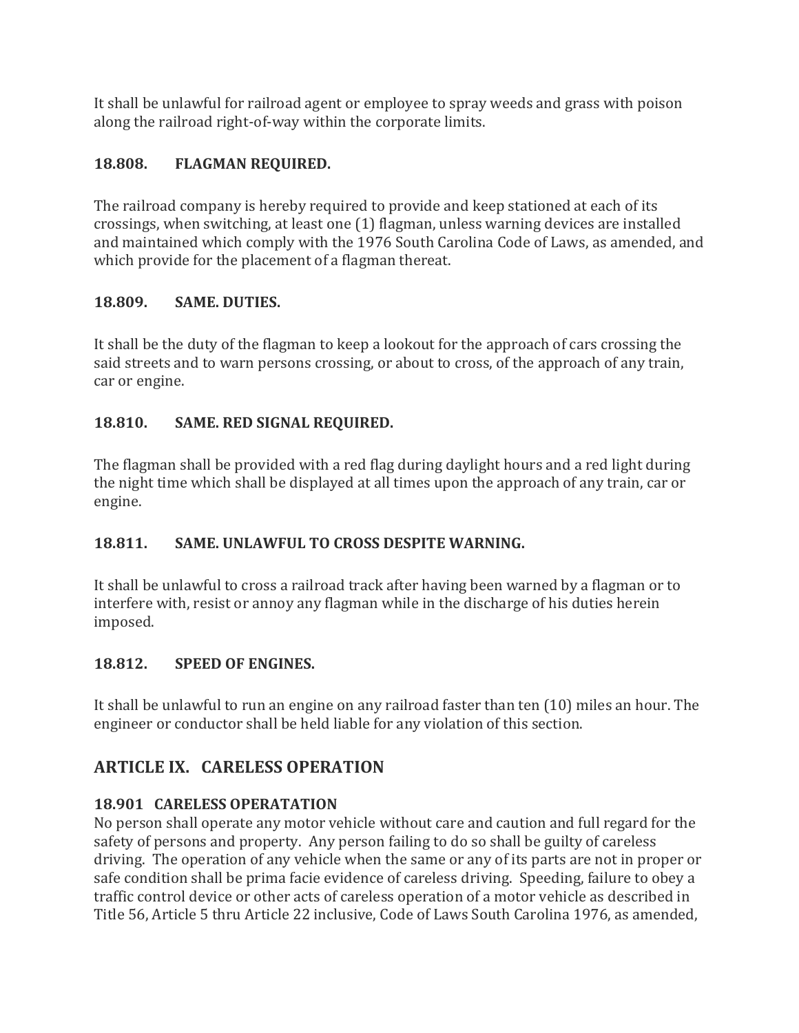It shall be unlawful for railroad agent or employee to spray weeds and grass with poison along the railroad right-of-way within the corporate limits.

### 18.808. FLAGMAN REQUIRED.

The railroad company is hereby required to provide and keep stationed at each of its crossings, when switching, at least one (1) flagman, unless warning devices are installed and maintained which comply with the 1976 South Carolina Code of Laws, as amended, and which provide for the placement of a flagman thereat.

### 18.809. SAME. DUTIES.

It shall be the duty of the flagman to keep a lookout for the approach of cars crossing the said streets and to warn persons crossing, or about to cross, of the approach of any train, car or engine.

### 18.810. SAME. RED SIGNAL REQUIRED.

The flagman shall be provided with a red flag during daylight hours and a red light during the night time which shall be displayed at all times upon the approach of any train, car or engine.

### 18.811. SAME. UNLAWFUL TO CROSS DESPITE WARNING.

It shall be unlawful to cross a railroad track after having been warned by a flagman or to interfere with, resist or annoy any flagman while in the discharge of his duties herein imposed.

### 18.812. SPEED OF ENGINES.

It shall be unlawful to run an engine on any railroad faster than ten (10) miles an hour. The engineer or conductor shall be held liable for any violation of this section.

## ARTICLE IX. CARELESS OPERATION

### 18.901 CARELESS OPERATATION

No person shall operate any motor vehicle without care and caution and full regard for the safety of persons and property. Any person failing to do so shall be guilty of careless driving. The operation of any vehicle when the same or any of its parts are not in proper or safe condition shall be prima facie evidence of careless driving. Speeding, failure to obey a traffic control device or other acts of careless operation of a motor vehicle as described in Title 56, Article 5 thru Article 22 inclusive, Code of Laws South Carolina 1976, as amended,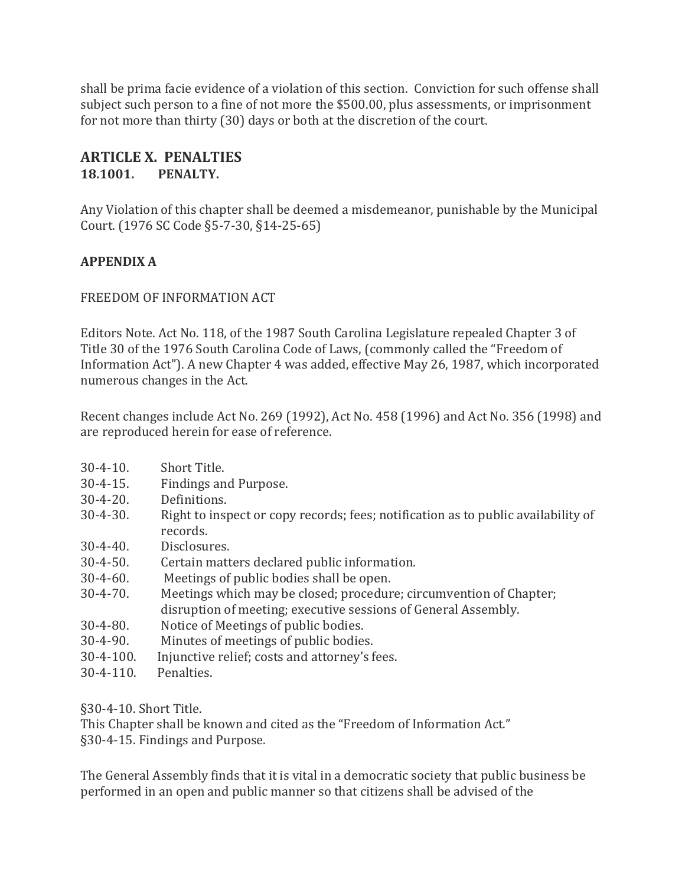shall be prima facie evidence of a violation of this section. Conviction for such offense shall subject such person to a fine of not more the $500.00, plus assessments, or imprisonment for not more than thirty (30) days or both at the discretion of the court.

## ARTICLE X. PENALTIES

### 18.1001. PENALTY.

Any Violation of this chapter shall be deemed a misdemeanor, punishable by the Municipal Court. (1976 SC Code §5-7-30, §14-25-65)

**APPENDIX A**

FREEDOM OF INFORMATION ACT

Editors Note. Act No. 118, of the 1987 South Carolina Legislature repealed Chapter 3 of Title 30 of the 1976 South Carolina Code of Laws, (commonly called the "Freedom of Information Act"). A new Chapter 4 was added, effective May 26, 1987, which incorporated numerous changes in the Act.

Recent changes include Act No. 269 (1992), Act No. 458 (1996) and Act No. 356 (1998) and are reproduced herein for ease of reference.

- 30-4-10. Short Title.
- 30-4-15. Findings and Purpose.
- 30-4-20. Definitions.
- 30-4-30. Right to inspect or copy records; fees; notification as to public availability of records.
- 30-4-40. Disclosures.
- 30-4-50. Certain matters declared public information.
- 30-4-60. Meetings of public bodies shall be open.
- 30-4-70. Meetings which may be closed; procedure; circumvention of Chapter; disruption of meeting; executive sessions of General Assembly.
- 30-4-80. Notice of Meetings of public bodies.
- 30-4-90. Minutes of meetings of public bodies.
- 30-4-100. Injunctive relief; costs and attorney's fees.
- 30-4-110. Penalties.

§30-4-10. Short Title.
This Chapter shall be known and cited as the "Freedom of Information Act."
§30-4-15. Findings and Purpose.

The General Assembly finds that it is vital in a democratic society that public business be performed in an open and public manner so that citizens shall be advised of the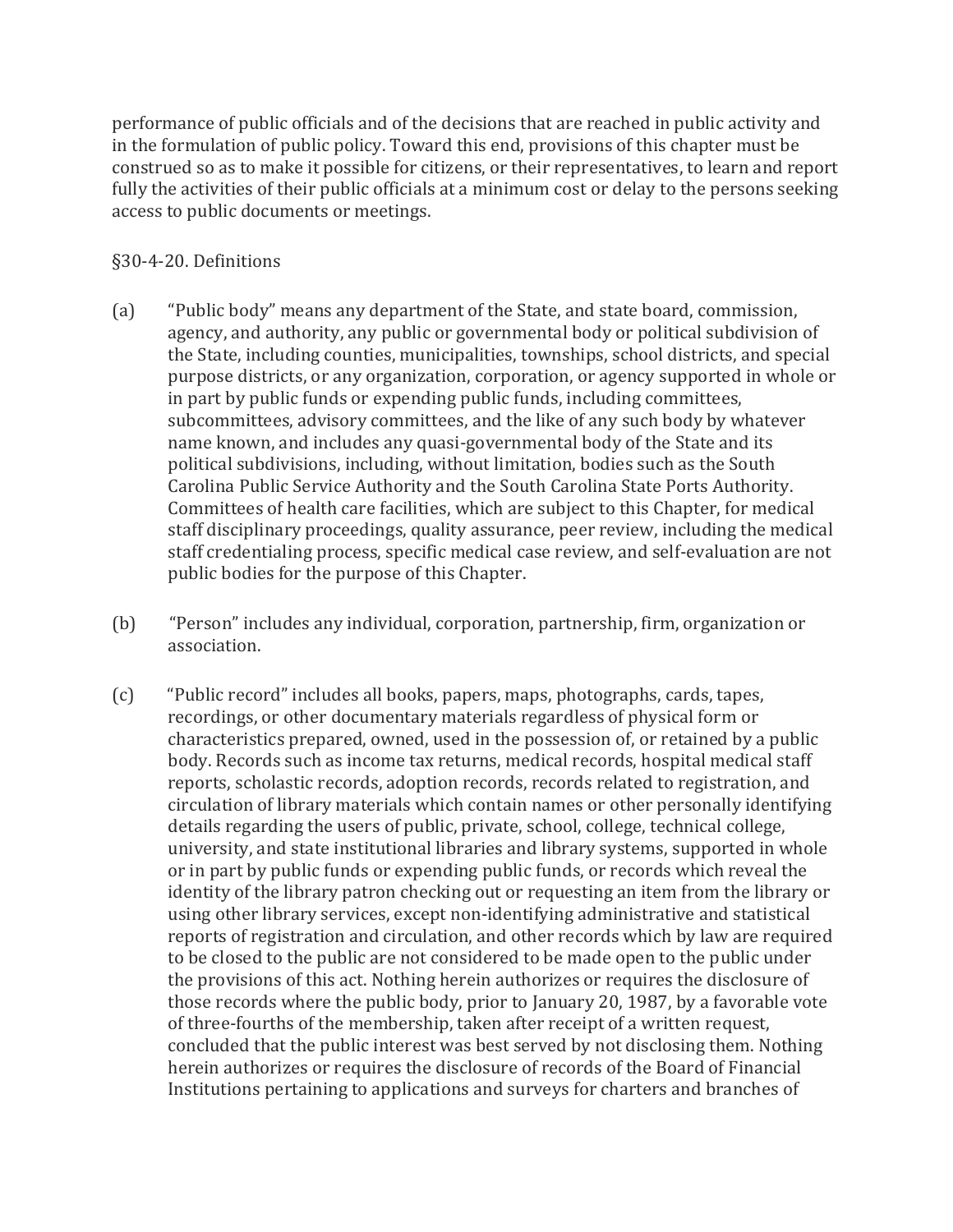performance of public officials and of the decisions that are reached in public activity and in the formulation of public policy. Toward this end, provisions of this chapter must be construed so as to make it possible for citizens, or their representatives, to learn and report fully the activities of their public officials at a minimum cost or delay to the persons seeking access to public documents or meetings.

§30-4-20. Definitions

(a) "Public body" means any department of the State, and state board, commission, agency, and authority, any public or governmental body or political subdivision of the State, including counties, municipalities, townships, school districts, and special purpose districts, or any organization, corporation, or agency supported in whole or in part by public funds or expending public funds, including committees, subcommittees, advisory committees, and the like of any such body by whatever name known, and includes any quasi-governmental body of the State and its political subdivisions, including, without limitation, bodies such as the South Carolina Public Service Authority and the South Carolina State Ports Authority. Committees of health care facilities, which are subject to this Chapter, for medical staff disciplinary proceedings, quality assurance, peer review, including the medical staff credentialing process, specific medical case review, and self-evaluation are not public bodies for the purpose of this Chapter.

(b) "Person" includes any individual, corporation, partnership, firm, organization or association.

(c) "Public record" includes all books, papers, maps, photographs, cards, tapes, recordings, or other documentary materials regardless of physical form or characteristics prepared, owned, used in the possession of, or retained by a public body. Records such as income tax returns, medical records, hospital medical staff reports, scholastic records, adoption records, records related to registration, and circulation of library materials which contain names or other personally identifying details regarding the users of public, private, school, college, technical college, university, and state institutional libraries and library systems, supported in whole or in part by public funds or expending public funds, or records which reveal the identity of the library patron checking out or requesting an item from the library or using other library services, except non-identifying administrative and statistical reports of registration and circulation, and other records which by law are required to be closed to the public are not considered to be made open to the public under the provisions of this act. Nothing herein authorizes or requires the disclosure of those records where the public body, prior to January 20, 1987, by a favorable vote of three-fourths of the membership, taken after receipt of a written request, concluded that the public interest was best served by not disclosing them. Nothing herein authorizes or requires the disclosure of records of the Board of Financial Institutions pertaining to applications and surveys for charters and branches of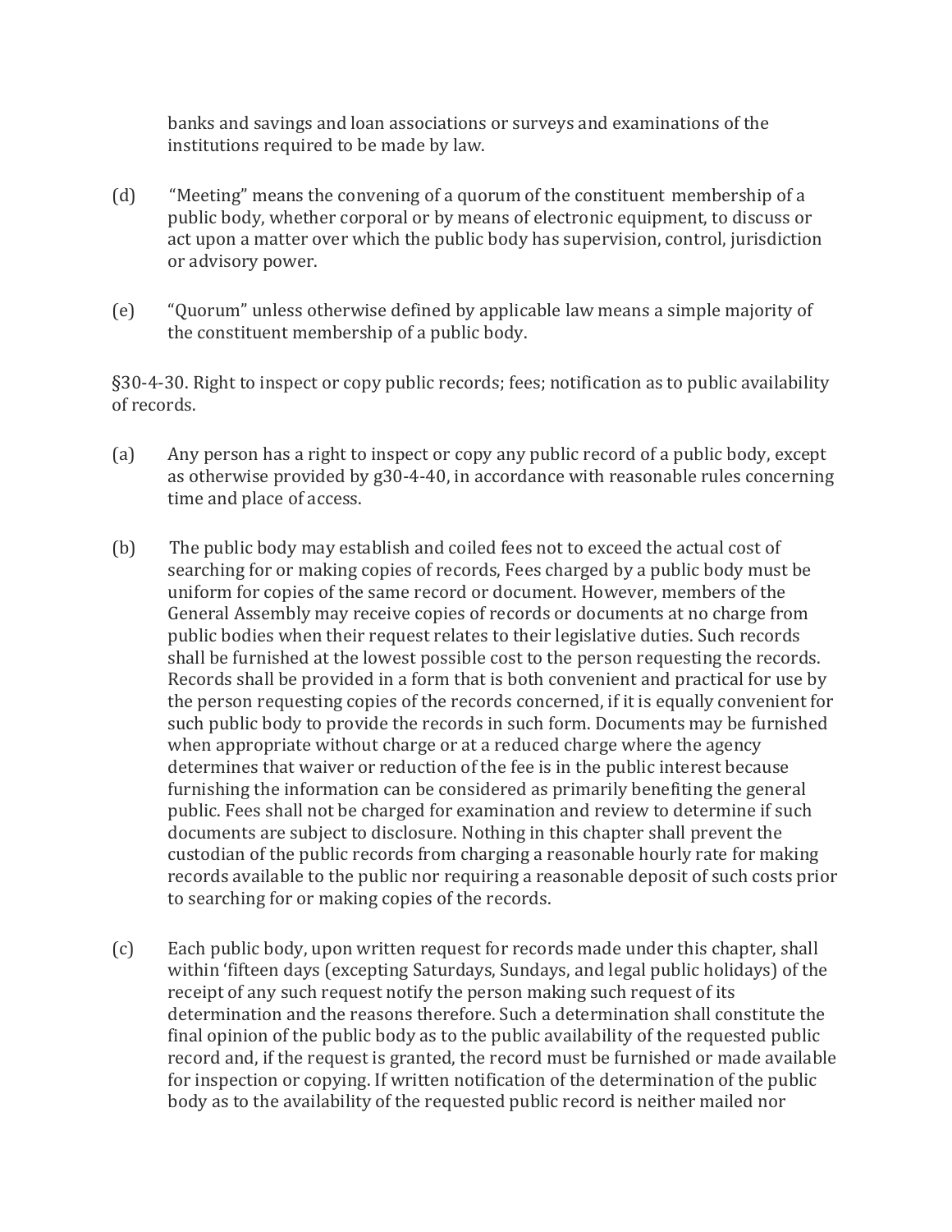banks and savings and loan associations or surveys and examinations of the institutions required to be made by law.

(d) "Meeting" means the convening of a quorum of the constituent membership of a public body, whether corporal or by means of electronic equipment, to discuss or act upon a matter over which the public body has supervision, control, jurisdiction or advisory power.

(e) "Quorum" unless otherwise defined by applicable law means a simple majority of the constituent membership of a public body.

§30-4-30. Right to inspect or copy public records; fees; notification as to public availability of records.

(a) Any person has a right to inspect or copy any public record of a public body, except as otherwise provided by g30-4-40, in accordance with reasonable rules concerning time and place of access.

(b) The public body may establish and coiled fees not to exceed the actual cost of searching for or making copies of records, Fees charged by a public body must be uniform for copies of the same record or document. However, members of the General Assembly may receive copies of records or documents at no charge from public bodies when their request relates to their legislative duties. Such records shall be furnished at the lowest possible cost to the person requesting the records. Records shall be provided in a form that is both convenient and practical for use by the person requesting copies of the records concerned, if it is equally convenient for such public body to provide the records in such form. Documents may be furnished when appropriate without charge or at a reduced charge where the agency determines that waiver or reduction of the fee is in the public interest because furnishing the information can be considered as primarily benefiting the general public. Fees shall not be charged for examination and review to determine if such documents are subject to disclosure. Nothing in this chapter shall prevent the custodian of the public records from charging a reasonable hourly rate for making records available to the public nor requiring a reasonable deposit of such costs prior to searching for or making copies of the records.

(c) Each public body, upon written request for records made under this chapter, shall within 'fifteen days (excepting Saturdays, Sundays, and legal public holidays) of the receipt of any such request notify the person making such request of its determination and the reasons therefore. Such a determination shall constitute the final opinion of the public body as to the public availability of the requested public record and, if the request is granted, the record must be furnished or made available for inspection or copying. If written notification of the determination of the public body as to the availability of the requested public record is neither mailed nor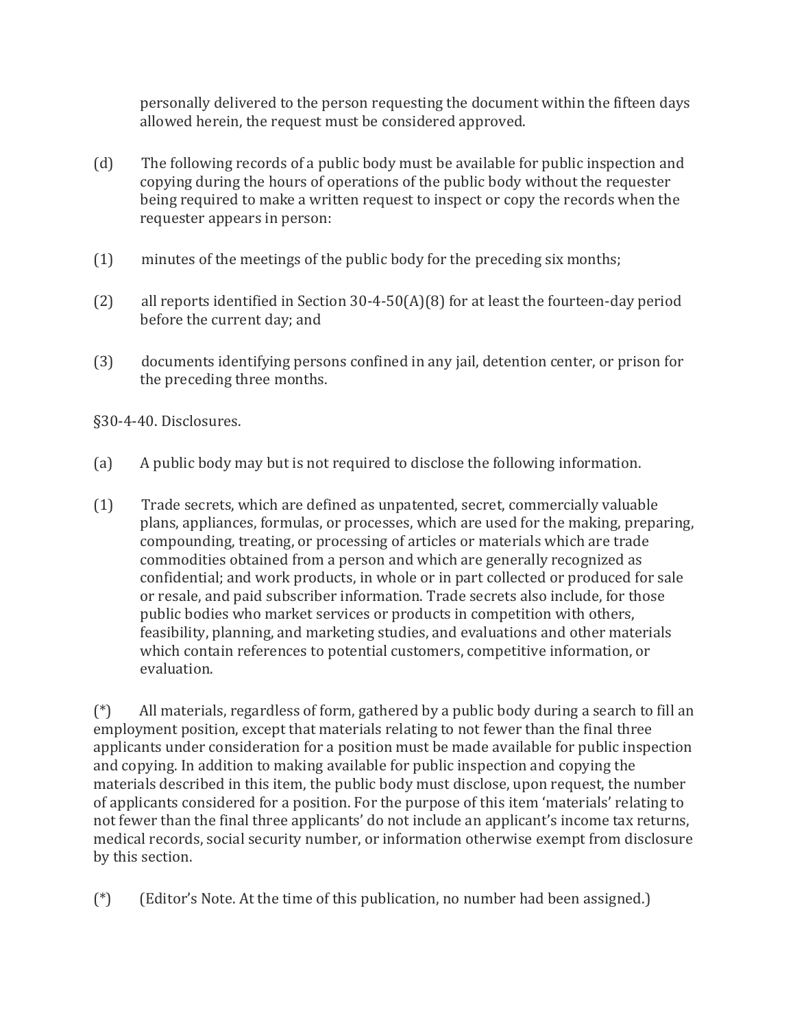personally delivered to the person requesting the document within the fifteen days allowed herein, the request must be considered approved.

(d) The following records of a public body must be available for public inspection and copying during the hours of operations of the public body without the requester being required to make a written request to inspect or copy the records when the requester appears in person:

(1) minutes of the meetings of the public body for the preceding six months;

(2) all reports identified in Section 30-4-50(A)(8) for at least the fourteen-day period before the current day; and

(3) documents identifying persons confined in any jail, detention center, or prison for the preceding three months.

§30-4-40. Disclosures.

(a) A public body may but is not required to disclose the following information.

(1) Trade secrets, which are defined as unpatented, secret, commercially valuable plans, appliances, formulas, or processes, which are used for the making, preparing, compounding, treating, or processing of articles or materials which are trade commodities obtained from a person and which are generally recognized as confidential; and work products, in whole or in part collected or produced for sale or resale, and paid subscriber information. Trade secrets also include, for those public bodies who market services or products in competition with others, feasibility, planning, and marketing studies, and evaluations and other materials which contain references to potential customers, competitive information, or evaluation.

(*) All materials, regardless of form, gathered by a public body during a search to fill an employment position, except that materials relating to not fewer than the final three applicants under consideration for a position must be made available for public inspection and copying. In addition to making available for public inspection and copying the materials described in this item, the public body must disclose, upon request, the number of applicants considered for a position. For the purpose of this item 'materials' relating to not fewer than the final three applicants' do not include an applicant's income tax returns, medical records, social security number, or information otherwise exempt from disclosure by this section.

(*) (Editor's Note. At the time of this publication, no number had been assigned.)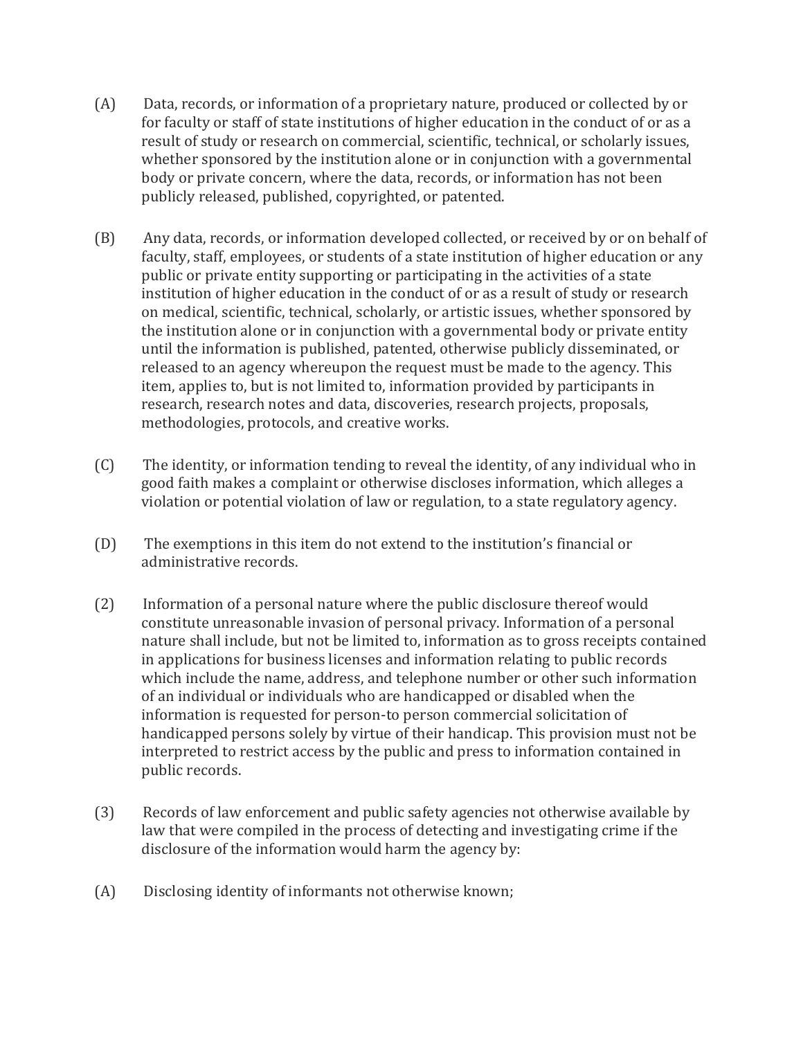(A) Data, records, or information of a proprietary nature, produced or collected by or for faculty or staff of state institutions of higher education in the conduct of or as a result of study or research on commercial, scientific, technical, or scholarly issues, whether sponsored by the institution alone or in conjunction with a governmental body or private concern, where the data, records, or information has not been publicly released, published, copyrighted, or patented.

(B) Any data, records, or information developed collected, or received by or on behalf of faculty, staff, employees, or students of a state institution of higher education or any public or private entity supporting or participating in the activities of a state institution of higher education in the conduct of or as a result of study or research on medical, scientific, technical, scholarly, or artistic issues, whether sponsored by the institution alone or in conjunction with a governmental body or private entity until the information is published, patented, otherwise publicly disseminated, or released to an agency whereupon the request must be made to the agency. This item, applies to, but is not limited to, information provided by participants in research, research notes and data, discoveries, research projects, proposals, methodologies, protocols, and creative works.

(C) The identity, or information tending to reveal the identity, of any individual who in good faith makes a complaint or otherwise discloses information, which alleges a violation or potential violation of law or regulation, to a state regulatory agency.

(D) The exemptions in this item do not extend to the institution's financial or administrative records.

(2) Information of a personal nature where the public disclosure thereof would constitute unreasonable invasion of personal privacy. Information of a personal nature shall include, but not be limited to, information as to gross receipts contained in applications for business licenses and information relating to public records which include the name, address, and telephone number or other such information of an individual or individuals who are handicapped or disabled when the information is requested for person-to person commercial solicitation of handicapped persons solely by virtue of their handicap. This provision must not be interpreted to restrict access by the public and press to information contained in public records.

(3) Records of law enforcement and public safety agencies not otherwise available by law that were compiled in the process of detecting and investigating crime if the disclosure of the information would harm the agency by:

(A) Disclosing identity of informants not otherwise known;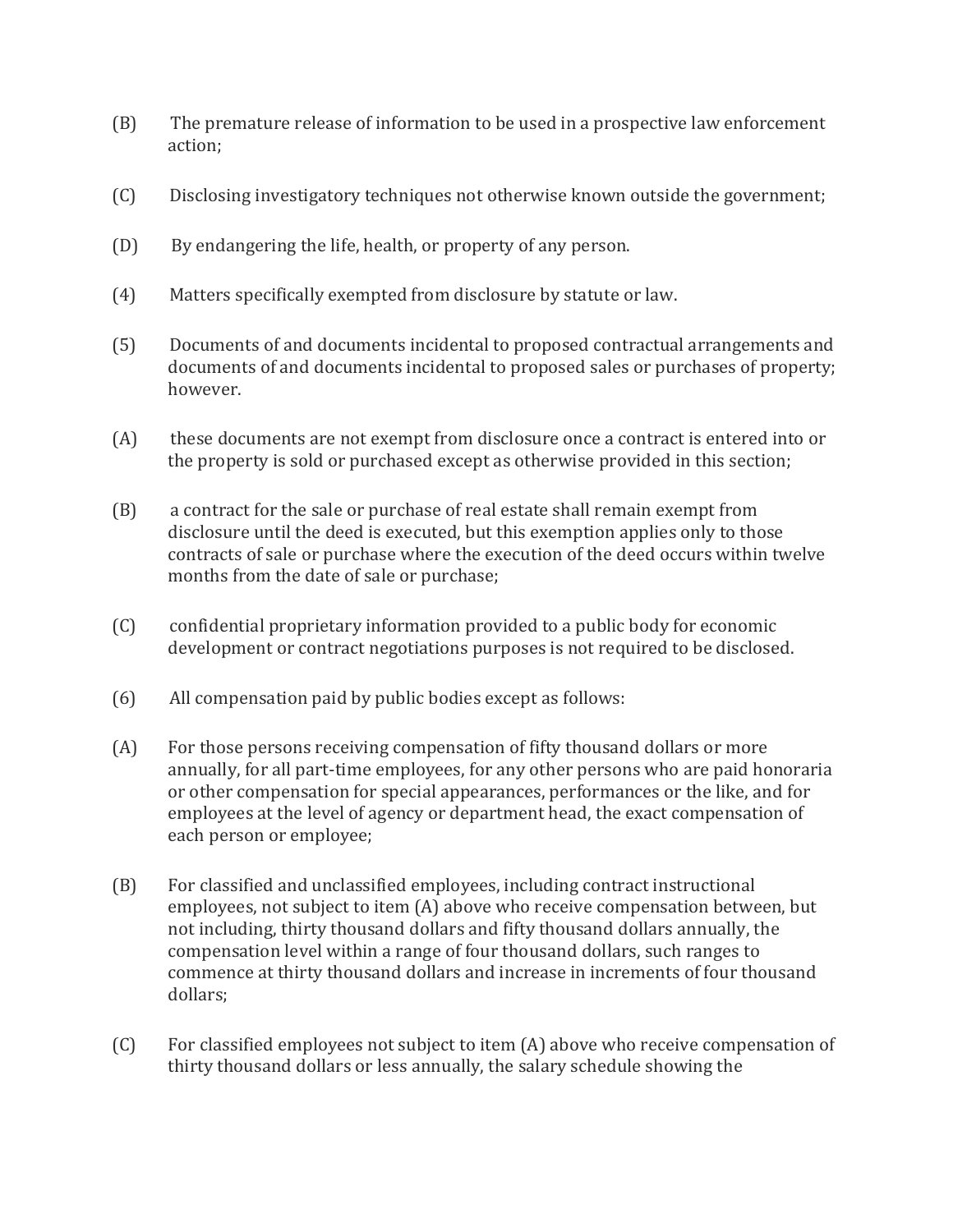(B) The premature release of information to be used in a prospective law enforcement action;

(C) Disclosing investigatory techniques not otherwise known outside the government;

(D) By endangering the life, health, or property of any person.

(4) Matters specifically exempted from disclosure by statute or law.

(5) Documents of and documents incidental to proposed contractual arrangements and documents of and documents incidental to proposed sales or purchases of property; however.

(A) these documents are not exempt from disclosure once a contract is entered into or the property is sold or purchased except as otherwise provided in this section;

(B) a contract for the sale or purchase of real estate shall remain exempt from disclosure until the deed is executed, but this exemption applies only to those contracts of sale or purchase where the execution of the deed occurs within twelve months from the date of sale or purchase;

(C) confidential proprietary information provided to a public body for economic development or contract negotiations purposes is not required to be disclosed.

(6) All compensation paid by public bodies except as follows:

(A) For those persons receiving compensation of fifty thousand dollars or more annually, for all part-time employees, for any other persons who are paid honoraria or other compensation for special appearances, performances or the like, and for employees at the level of agency or department head, the exact compensation of each person or employee;

(B) For classified and unclassified employees, including contract instructional employees, not subject to item (A) above who receive compensation between, but not including, thirty thousand dollars and fifty thousand dollars annually, the compensation level within a range of four thousand dollars, such ranges to commence at thirty thousand dollars and increase in increments of four thousand dollars;

(C) For classified employees not subject to item (A) above who receive compensation of thirty thousand dollars or less annually, the salary schedule showing the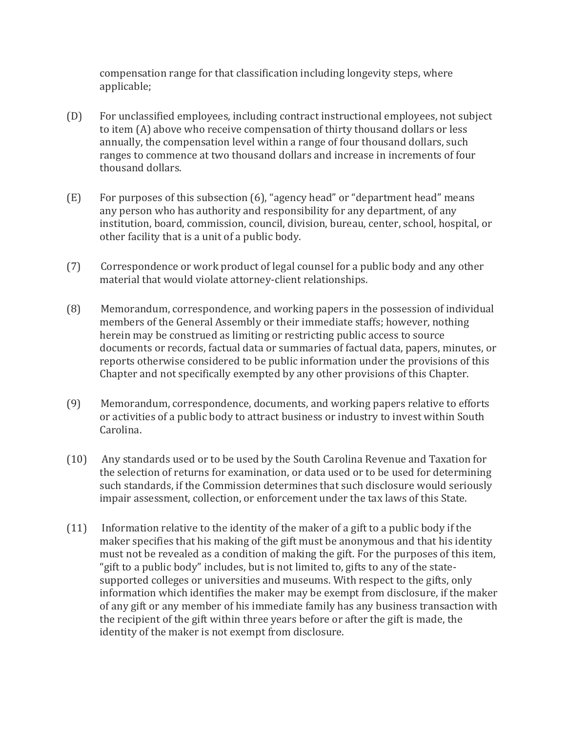compensation range for that classification including longevity steps, where applicable;

(D) For unclassified employees, including contract instructional employees, not subject to item (A) above who receive compensation of thirty thousand dollars or less annually, the compensation level within a range of four thousand dollars, such ranges to commence at two thousand dollars and increase in increments of four thousand dollars.

(E) For purposes of this subsection (6), "agency head" or "department head" means any person who has authority and responsibility for any department, of any institution, board, commission, council, division, bureau, center, school, hospital, or other facility that is a unit of a public body.

(7) Correspondence or work product of legal counsel for a public body and any other material that would violate attorney-client relationships.

(8) Memorandum, correspondence, and working papers in the possession of individual members of the General Assembly or their immediate staffs; however, nothing herein may be construed as limiting or restricting public access to source documents or records, factual data or summaries of factual data, papers, minutes, or reports otherwise considered to be public information under the provisions of this Chapter and not specifically exempted by any other provisions of this Chapter.

(9) Memorandum, correspondence, documents, and working papers relative to efforts or activities of a public body to attract business or industry to invest within South Carolina.

(10) Any standards used or to be used by the South Carolina Revenue and Taxation for the selection of returns for examination, or data used or to be used for determining such standards, if the Commission determines that such disclosure would seriously impair assessment, collection, or enforcement under the tax laws of this State.

(11) Information relative to the identity of the maker of a gift to a public body if the maker specifies that his making of the gift must be anonymous and that his identity must not be revealed as a condition of making the gift. For the purposes of this item, "gift to a public body" includes, but is not limited to, gifts to any of the state-supported colleges or universities and museums. With respect to the gifts, only information which identifies the maker may be exempt from disclosure, if the maker of any gift or any member of his immediate family has any business transaction with the recipient of the gift within three years before or after the gift is made, the identity of the maker is not exempt from disclosure.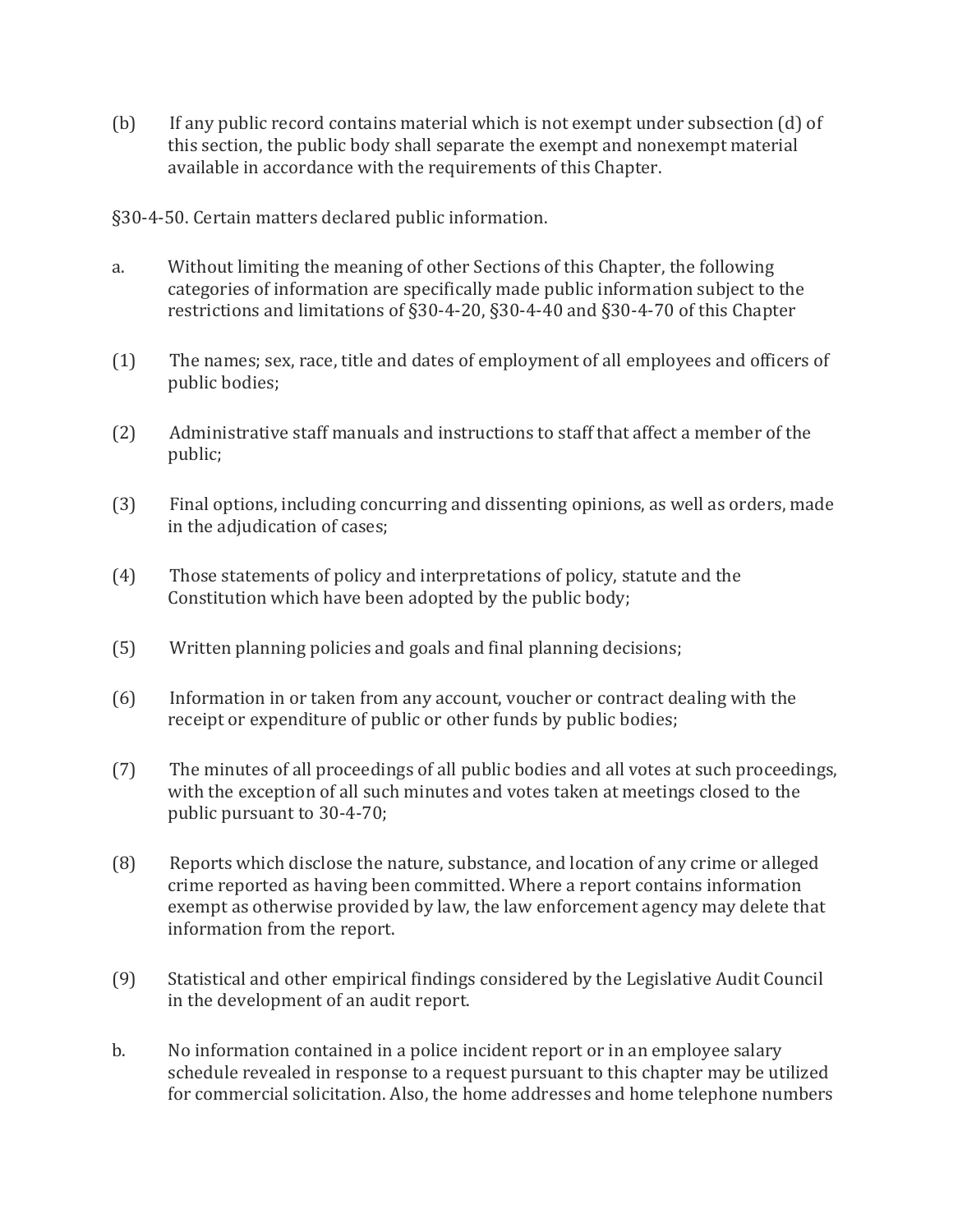(b) If any public record contains material which is not exempt under subsection (d) of this section, the public body shall separate the exempt and nonexempt material available in accordance with the requirements of this Chapter.

§30-4-50. Certain matters declared public information.

a. Without limiting the meaning of other Sections of this Chapter, the following categories of information are specifically made public information subject to the restrictions and limitations of §30-4-20, §30-4-40 and §30-4-70 of this Chapter

(1) The names; sex, race, title and dates of employment of all employees and officers of public bodies;

(2) Administrative staff manuals and instructions to staff that affect a member of the public;

(3) Final options, including concurring and dissenting opinions, as well as orders, made in the adjudication of cases;

(4) Those statements of policy and interpretations of policy, statute and the Constitution which have been adopted by the public body;

(5) Written planning policies and goals and final planning decisions;

(6) Information in or taken from any account, voucher or contract dealing with the receipt or expenditure of public or other funds by public bodies;

(7) The minutes of all proceedings of all public bodies and all votes at such proceedings, with the exception of all such minutes and votes taken at meetings closed to the public pursuant to 30-4-70;

(8) Reports which disclose the nature, substance, and location of any crime or alleged crime reported as having been committed. Where a report contains information exempt as otherwise provided by law, the law enforcement agency may delete that information from the report.

(9) Statistical and other empirical findings considered by the Legislative Audit Council in the development of an audit report.

b. No information contained in a police incident report or in an employee salary schedule revealed in response to a request pursuant to this chapter may be utilized for commercial solicitation. Also, the home addresses and home telephone numbers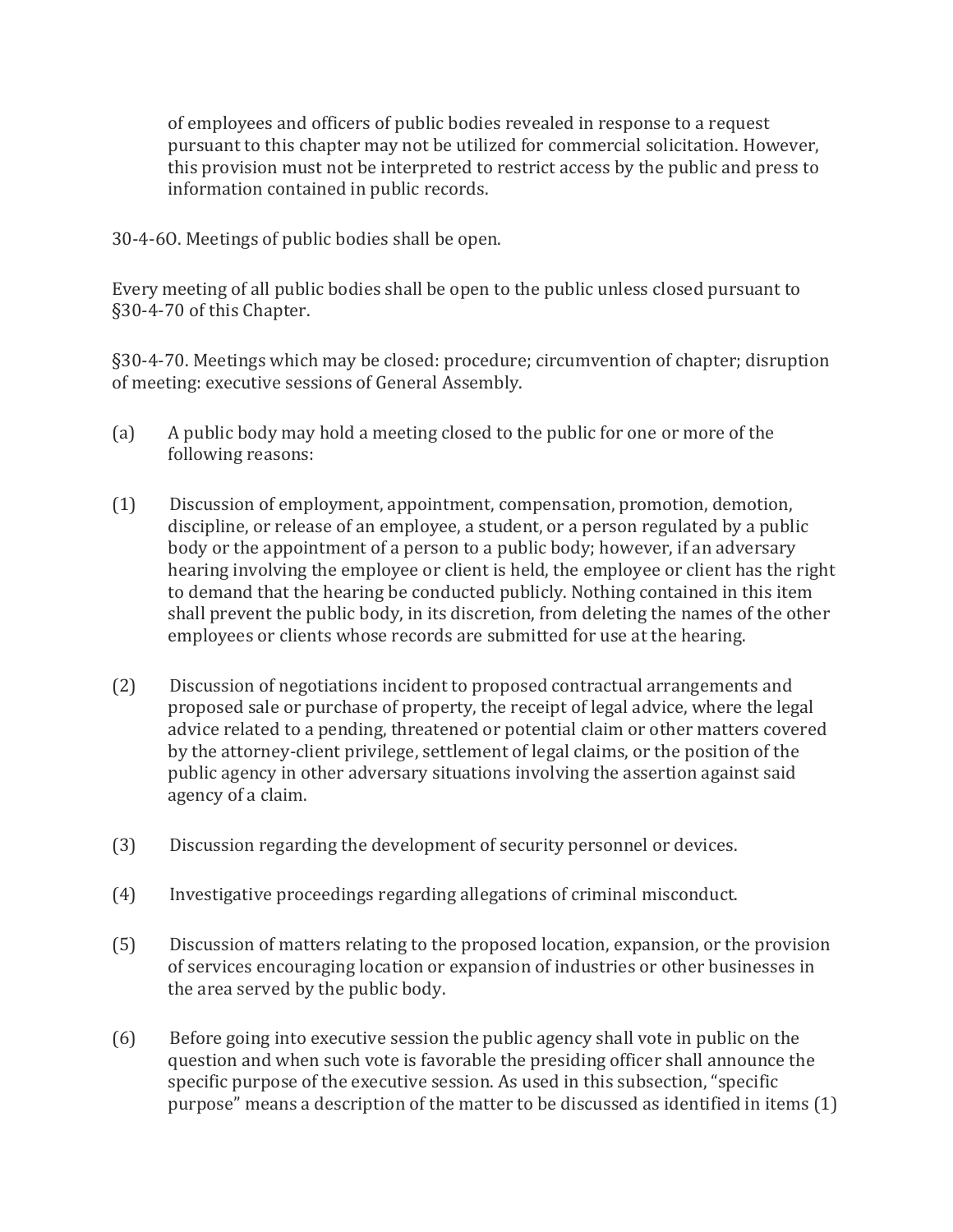of employees and officers of public bodies revealed in response to a request pursuant to this chapter may not be utilized for commercial solicitation. However, this provision must not be interpreted to restrict access by the public and press to information contained in public records.

30-4-6O. Meetings of public bodies shall be open.

Every meeting of all public bodies shall be open to the public unless closed pursuant to §30-4-70 of this Chapter.

§30-4-70. Meetings which may be closed: procedure; circumvention of chapter; disruption of meeting: executive sessions of General Assembly.

(a) A public body may hold a meeting closed to the public for one or more of the following reasons:

(1) Discussion of employment, appointment, compensation, promotion, demotion, discipline, or release of an employee, a student, or a person regulated by a public body or the appointment of a person to a public body; however, if an adversary hearing involving the employee or client is held, the employee or client has the right to demand that the hearing be conducted publicly. Nothing contained in this item shall prevent the public body, in its discretion, from deleting the names of the other employees or clients whose records are submitted for use at the hearing.

(2) Discussion of negotiations incident to proposed contractual arrangements and proposed sale or purchase of property, the receipt of legal advice, where the legal advice related to a pending, threatened or potential claim or other matters covered by the attorney-client privilege, settlement of legal claims, or the position of the public agency in other adversary situations involving the assertion against said agency of a claim.

(3) Discussion regarding the development of security personnel or devices.

(4) Investigative proceedings regarding allegations of criminal misconduct.

(5) Discussion of matters relating to the proposed location, expansion, or the provision of services encouraging location or expansion of industries or other businesses in the area served by the public body.

(6) Before going into executive session the public agency shall vote in public on the question and when such vote is favorable the presiding officer shall announce the specific purpose of the executive session. As used in this subsection, "specific purpose" means a description of the matter to be discussed as identified in items (1)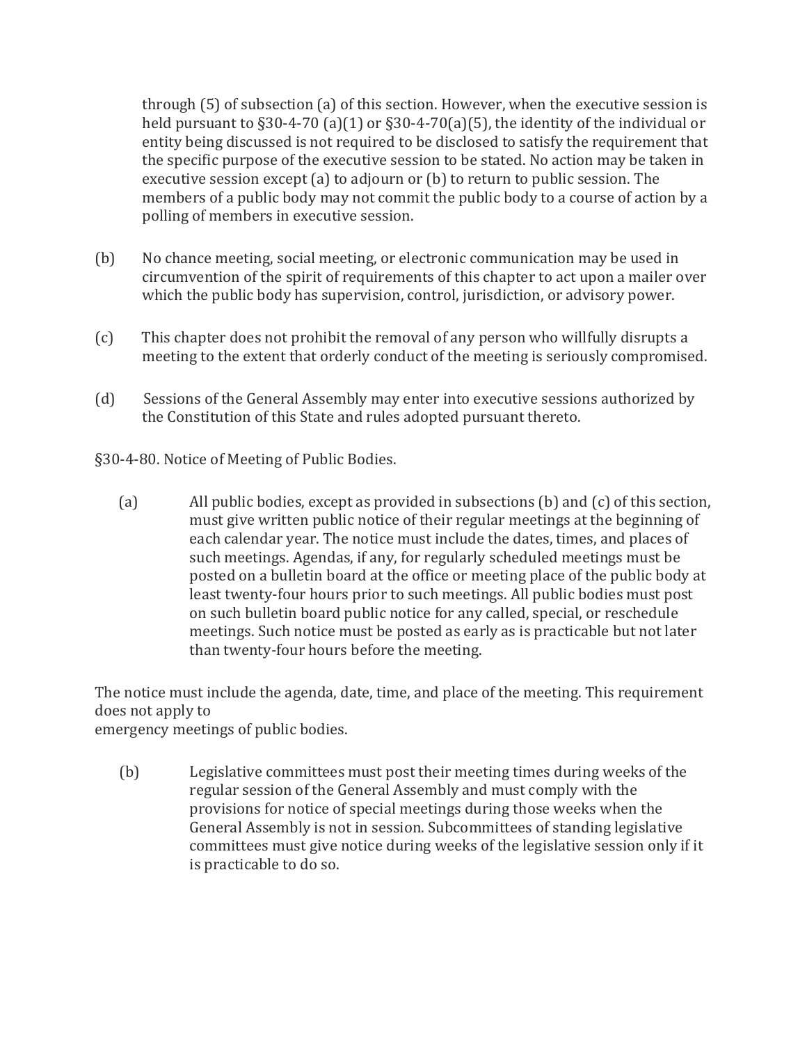through (5) of subsection (a) of this section. However, when the executive session is held pursuant to §30-4-70 (a)(1) or §30-4-70(a)(5), the identity of the individual or entity being discussed is not required to be disclosed to satisfy the requirement that the specific purpose of the executive session to be stated. No action may be taken in executive session except (a) to adjourn or (b) to return to public session. The members of a public body may not commit the public body to a course of action by a polling of members in executive session.

(b) No chance meeting, social meeting, or electronic communication may be used in circumvention of the spirit of requirements of this chapter to act upon a mailer over which the public body has supervision, control, jurisdiction, or advisory power.

(c) This chapter does not prohibit the removal of any person who willfully disrupts a meeting to the extent that orderly conduct of the meeting is seriously compromised.

(d) Sessions of the General Assembly may enter into executive sessions authorized by the Constitution of this State and rules adopted pursuant thereto.

§30-4-80. Notice of Meeting of Public Bodies.

(a) All public bodies, except as provided in subsections (b) and (c) of this section, must give written public notice of their regular meetings at the beginning of each calendar year. The notice must include the dates, times, and places of such meetings. Agendas, if any, for regularly scheduled meetings must be posted on a bulletin board at the office or meeting place of the public body at least twenty-four hours prior to such meetings. All public bodies must post on such bulletin board public notice for any called, special, or reschedule meetings. Such notice must be posted as early as is practicable but not later than twenty-four hours before the meeting.

The notice must include the agenda, date, time, and place of the meeting. This requirement does not apply to
emergency meetings of public bodies.

(b) Legislative committees must post their meeting times during weeks of the regular session of the General Assembly and must comply with the provisions for notice of special meetings during those weeks when the General Assembly is not in session. Subcommittees of standing legislative committees must give notice during weeks of the legislative session only if it is practicable to do so.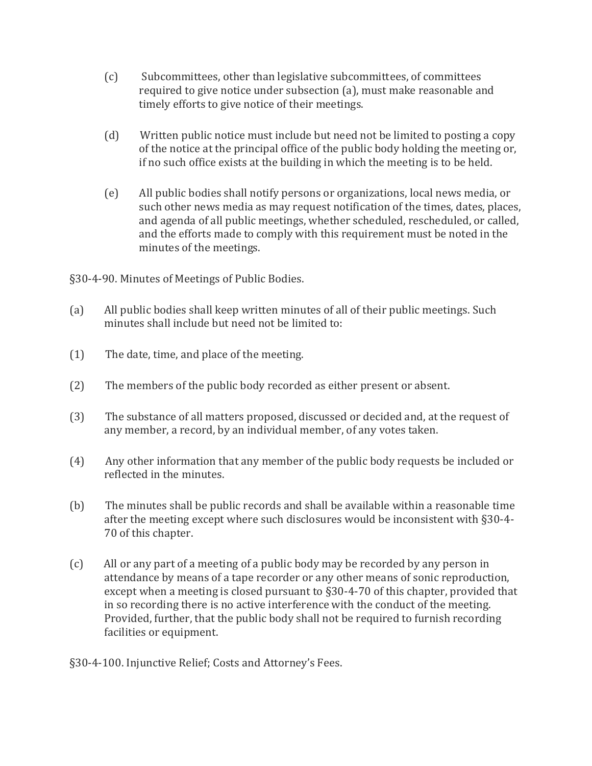(c) Subcommittees, other than legislative subcommittees, of committees required to give notice under subsection (a), must make reasonable and timely efforts to give notice of their meetings.

(d) Written public notice must include but need not be limited to posting a copy of the notice at the principal office of the public body holding the meeting or, if no such office exists at the building in which the meeting is to be held.

(e) All public bodies shall notify persons or organizations, local news media, or such other news media as may request notification of the times, dates, places, and agenda of all public meetings, whether scheduled, rescheduled, or called, and the efforts made to comply with this requirement must be noted in the minutes of the meetings.

§30-4-90. Minutes of Meetings of Public Bodies.

(a) All public bodies shall keep written minutes of all of their public meetings. Such minutes shall include but need not be limited to:

(1) The date, time, and place of the meeting.

(2) The members of the public body recorded as either present or absent.

(3) The substance of all matters proposed, discussed or decided and, at the request of any member, a record, by an individual member, of any votes taken.

(4) Any other information that any member of the public body requests be included or reflected in the minutes.

(b) The minutes shall be public records and shall be available within a reasonable time after the meeting except where such disclosures would be inconsistent with §30-4-70 of this chapter.

(c) All or any part of a meeting of a public body may be recorded by any person in attendance by means of a tape recorder or any other means of sonic reproduction, except when a meeting is closed pursuant to §30-4-70 of this chapter, provided that in so recording there is no active interference with the conduct of the meeting. Provided, further, that the public body shall not be required to furnish recording facilities or equipment.

§30-4-100. Injunctive Relief; Costs and Attorney's Fees.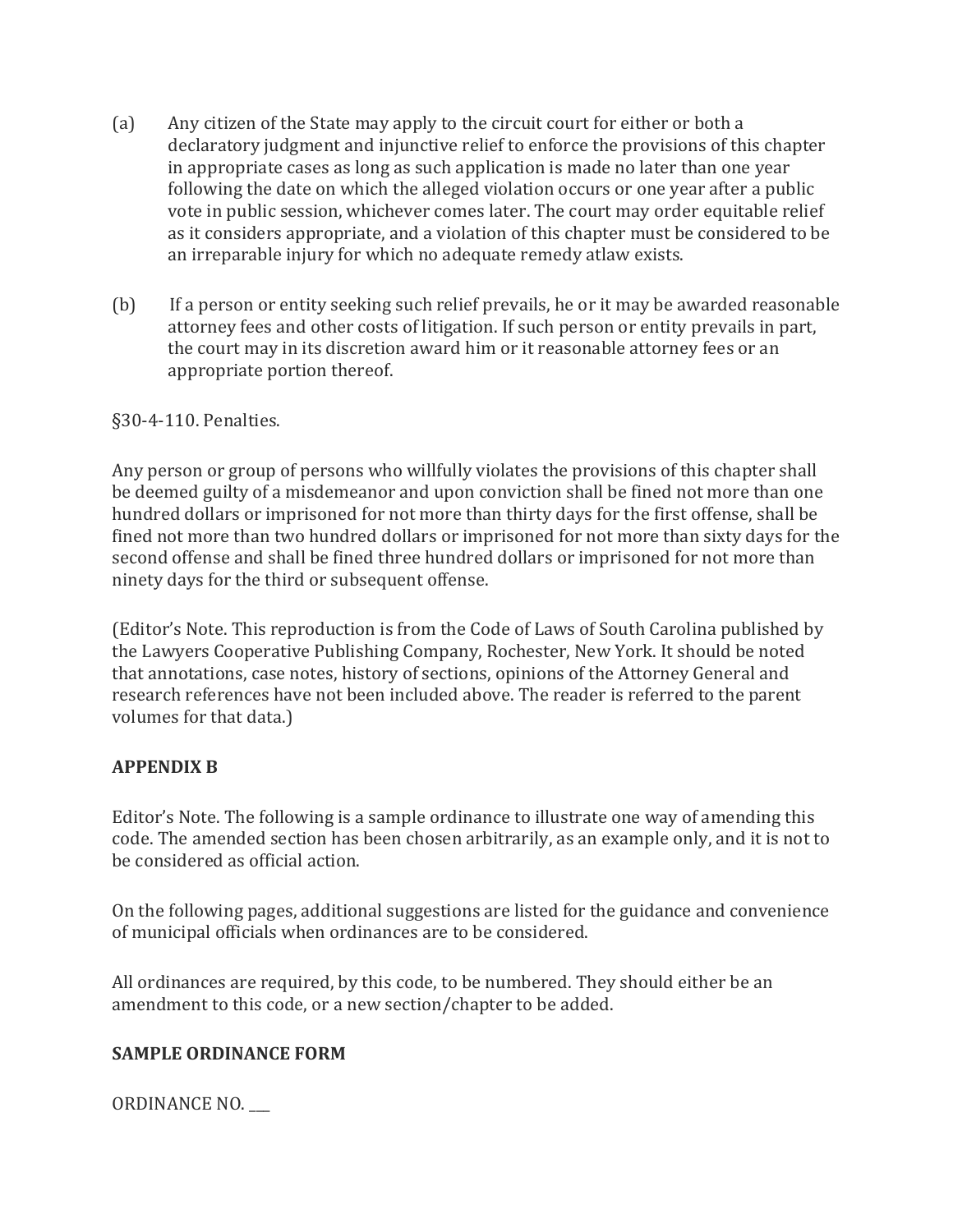(a) Any citizen of the State may apply to the circuit court for either or both a declaratory judgment and injunctive relief to enforce the provisions of this chapter in appropriate cases as long as such application is made no later than one year following the date on which the alleged violation occurs or one year after a public vote in public session, whichever comes later. The court may order equitable relief as it considers appropriate, and a violation of this chapter must be considered to be an irreparable injury for which no adequate remedy atlaw exists.

(b) If a person or entity seeking such relief prevails, he or it may be awarded reasonable attorney fees and other costs of litigation. If such person or entity prevails in part, the court may in its discretion award him or it reasonable attorney fees or an appropriate portion thereof.

§30-4-110. Penalties.

Any person or group of persons who willfully violates the provisions of this chapter shall be deemed guilty of a misdemeanor and upon conviction shall be fined not more than one hundred dollars or imprisoned for not more than thirty days for the first offense, shall be fined not more than two hundred dollars or imprisoned for not more than sixty days for the second offense and shall be fined three hundred dollars or imprisoned for not more than ninety days for the third or subsequent offense.

(Editor's Note. This reproduction is from the Code of Laws of South Carolina published by the Lawyers Cooperative Publishing Company, Rochester, New York. It should be noted that annotations, case notes, history of sections, opinions of the Attorney General and research references have not been included above. The reader is referred to the parent volumes for that data.)

**APPENDIX B**

Editor's Note. The following is a sample ordinance to illustrate one way of amending this code. The amended section has been chosen arbitrarily, as an example only, and it is not to be considered as official action.

On the following pages, additional suggestions are listed for the guidance and convenience of municipal officials when ordinances are to be considered.

All ordinances are required, by this code, to be numbered. They should either be an amendment to this code, or a new section/chapter to be added.

**SAMPLE ORDINANCE FORM**

ORDINANCE NO. ___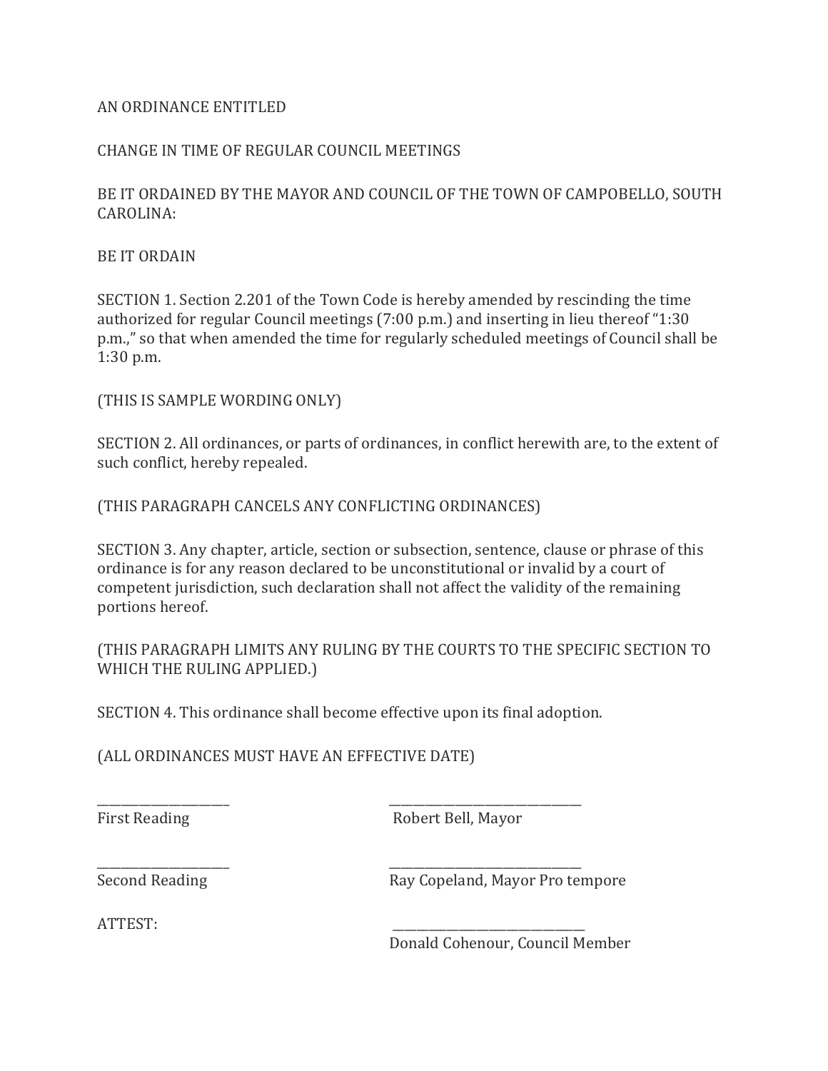AN ORDINANCE ENTITLED

CHANGE IN TIME OF REGULAR COUNCIL MEETINGS

BE IT ORDAINED BY THE MAYOR AND COUNCIL OF THE TOWN OF CAMPOBELLO, SOUTH CAROLINA:

BE IT ORDAIN

SECTION 1. Section 2.201 of the Town Code is hereby amended by rescinding the time authorized for regular Council meetings (7:00 p.m.) and inserting in lieu thereof "1:30 p.m.," so that when amended the time for regularly scheduled meetings of Council shall be 1:30 p.m.

(THIS IS SAMPLE WORDING ONLY)

SECTION 2. All ordinances, or parts of ordinances, in conflict herewith are, to the extent of such conflict, hereby repealed.

(THIS PARAGRAPH CANCELS ANY CONFLICTING ORDINANCES)

SECTION 3. Any chapter, article, section or subsection, sentence, clause or phrase of this ordinance is for any reason declared to be unconstitutional or invalid by a court of competent jurisdiction, such declaration shall not affect the validity of the remaining portions hereof.

(THIS PARAGRAPH LIMITS ANY RULING BY THE COURTS TO THE SPECIFIC SECTION TO WHICH THE RULING APPLIED.)

SECTION 4. This ordinance shall become effective upon its final adoption.

(ALL ORDINANCES MUST HAVE AN EFFECTIVE DATE)

| | |
|---|---|
| ____________________ | ______________________________ |
| First Reading | Robert Bell, Mayor |
| ____________________ | ______________________________ |
| Second Reading | Ray Copeland, Mayor Pro tempore |
| ATTEST: | ______________________________ |
| | Donald Cohenour, Council Member |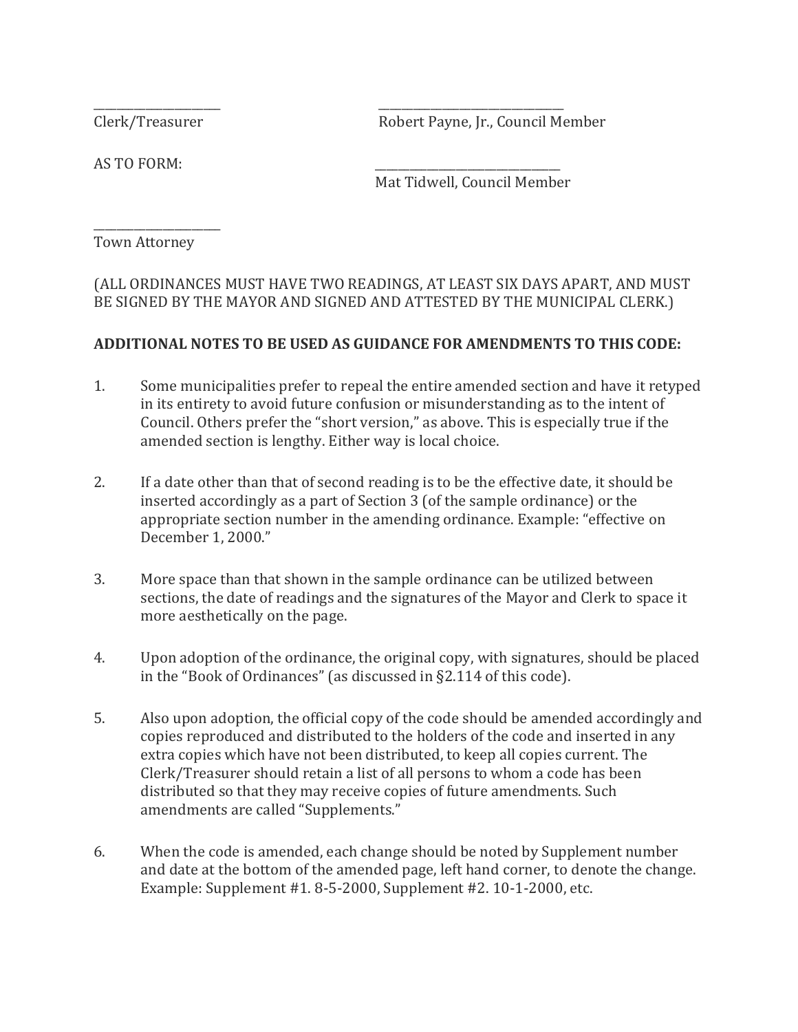\_\_\_\_\_\_\_\_\_\_\_\_\_\_\_\_\_\_\_\_ &nbsp;&nbsp;&nbsp;&nbsp;&nbsp;&nbsp;&nbsp;&nbsp;&nbsp;&nbsp; \_\_\_\_\_\_\_\_\_\_\_\_\_\_\_\_\_\_\_\_\_\_\_\_\_\_\_\_\_\_
Clerk/Treasurer &nbsp;&nbsp;&nbsp;&nbsp;&nbsp;&nbsp;&nbsp;&nbsp;&nbsp;&nbsp; Robert Payne, Jr., Council Member

AS TO FORM: &nbsp;&nbsp;&nbsp;&nbsp;&nbsp;&nbsp;&nbsp;&nbsp;&nbsp;&nbsp; \_\_\_\_\_\_\_\_\_\_\_\_\_\_\_\_\_\_\_\_\_\_\_\_\_\_\_\_\_\_
Mat Tidwell, Council Member

\_\_\_\_\_\_\_\_\_\_\_\_\_\_\_\_\_\_\_\_
Town Attorney

(ALL ORDINANCES MUST HAVE TWO READINGS, AT LEAST SIX DAYS APART, AND MUST BE SIGNED BY THE MAYOR AND SIGNED AND ATTESTED BY THE MUNICIPAL CLERK.)

**ADDITIONAL NOTES TO BE USED AS GUIDANCE FOR AMENDMENTS TO THIS CODE:**

1. Some municipalities prefer to repeal the entire amended section and have it retyped in its entirety to avoid future confusion or misunderstanding as to the intent of Council. Others prefer the "short version," as above. This is especially true if the amended section is lengthy. Either way is local choice.

2. If a date other than that of second reading is to be the effective date, it should be inserted accordingly as a part of Section 3 (of the sample ordinance) or the appropriate section number in the amending ordinance. Example: "effective on December 1, 2000."

3. More space than that shown in the sample ordinance can be utilized between sections, the date of readings and the signatures of the Mayor and Clerk to space it more aesthetically on the page.

4. Upon adoption of the ordinance, the original copy, with signatures, should be placed in the "Book of Ordinances" (as discussed in §2.114 of this code).

5. Also upon adoption, the official copy of the code should be amended accordingly and copies reproduced and distributed to the holders of the code and inserted in any extra copies which have not been distributed, to keep all copies current. The Clerk/Treasurer should retain a list of all persons to whom a code has been distributed so that they may receive copies of future amendments. Such amendments are called "Supplements."

6. When the code is amended, each change should be noted by Supplement number and date at the bottom of the amended page, left hand corner, to denote the change. Example: Supplement #1. 8-5-2000, Supplement #2. 10-1-2000, etc.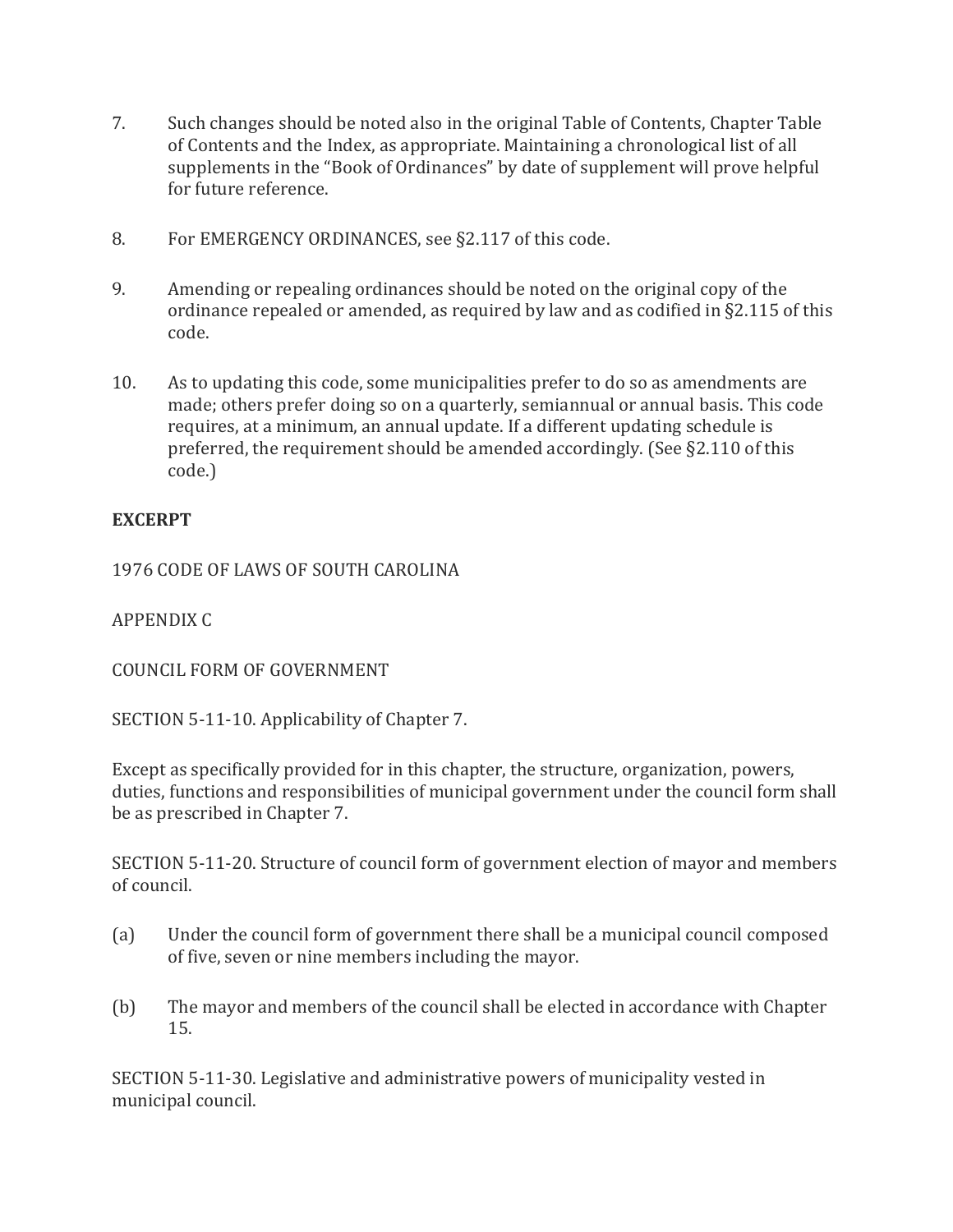7. Such changes should be noted also in the original Table of Contents, Chapter Table of Contents and the Index, as appropriate. Maintaining a chronological list of all supplements in the "Book of Ordinances" by date of supplement will prove helpful for future reference.

8. For EMERGENCY ORDINANCES, see §2.117 of this code.

9. Amending or repealing ordinances should be noted on the original copy of the ordinance repealed or amended, as required by law and as codified in §2.115 of this code.

10. As to updating this code, some municipalities prefer to do so as amendments are made; others prefer doing so on a quarterly, semiannual or annual basis. This code requires, at a minimum, an annual update. If a different updating schedule is preferred, the requirement should be amended accordingly. (See §2.110 of this code.)

**EXCERPT**

1976 CODE OF LAWS OF SOUTH CAROLINA

APPENDIX C

COUNCIL FORM OF GOVERNMENT

SECTION 5-11-10. Applicability of Chapter 7.

Except as specifically provided for in this chapter, the structure, organization, powers, duties, functions and responsibilities of municipal government under the council form shall be as prescribed in Chapter 7.

SECTION 5-11-20. Structure of council form of government election of mayor and members of council.

(a) Under the council form of government there shall be a municipal council composed of five, seven or nine members including the mayor.

(b) The mayor and members of the council shall be elected in accordance with Chapter 15.

SECTION 5-11-30. Legislative and administrative powers of municipality vested in municipal council.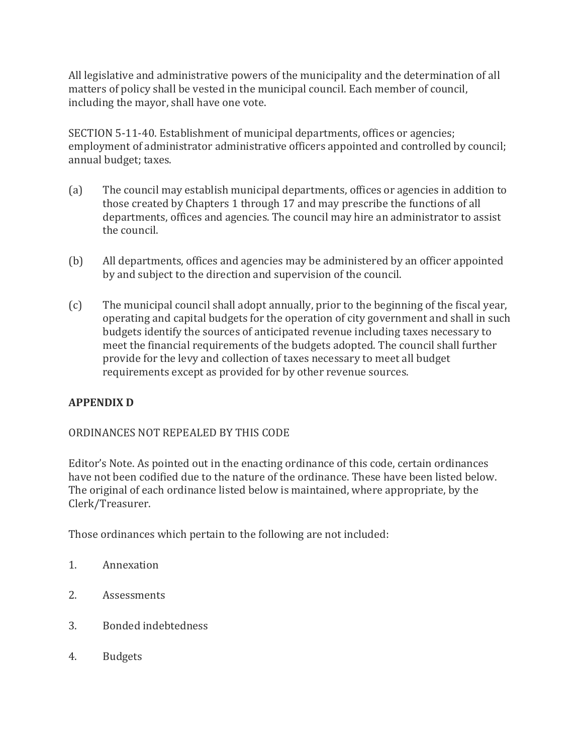All legislative and administrative powers of the municipality and the determination of all matters of policy shall be vested in the municipal council. Each member of council, including the mayor, shall have one vote.

SECTION 5-11-40. Establishment of municipal departments, offices or agencies; employment of administrator administrative officers appointed and controlled by council; annual budget; taxes.

(a) The council may establish municipal departments, offices or agencies in addition to those created by Chapters 1 through 17 and may prescribe the functions of all departments, offices and agencies. The council may hire an administrator to assist the council.

(b) All departments, offices and agencies may be administered by an officer appointed by and subject to the direction and supervision of the council.

(c) The municipal council shall adopt annually, prior to the beginning of the fiscal year, operating and capital budgets for the operation of city government and shall in such budgets identify the sources of anticipated revenue including taxes necessary to meet the financial requirements of the budgets adopted. The council shall further provide for the levy and collection of taxes necessary to meet all budget requirements except as provided for by other revenue sources.

**APPENDIX D**

ORDINANCES NOT REPEALED BY THIS CODE

Editor's Note. As pointed out in the enacting ordinance of this code, certain ordinances have not been codified due to the nature of the ordinance. These have been listed below. The original of each ordinance listed below is maintained, where appropriate, by the Clerk/Treasurer.

Those ordinances which pertain to the following are not included:

1. Annexation
2. Assessments
3. Bonded indebtedness
4. Budgets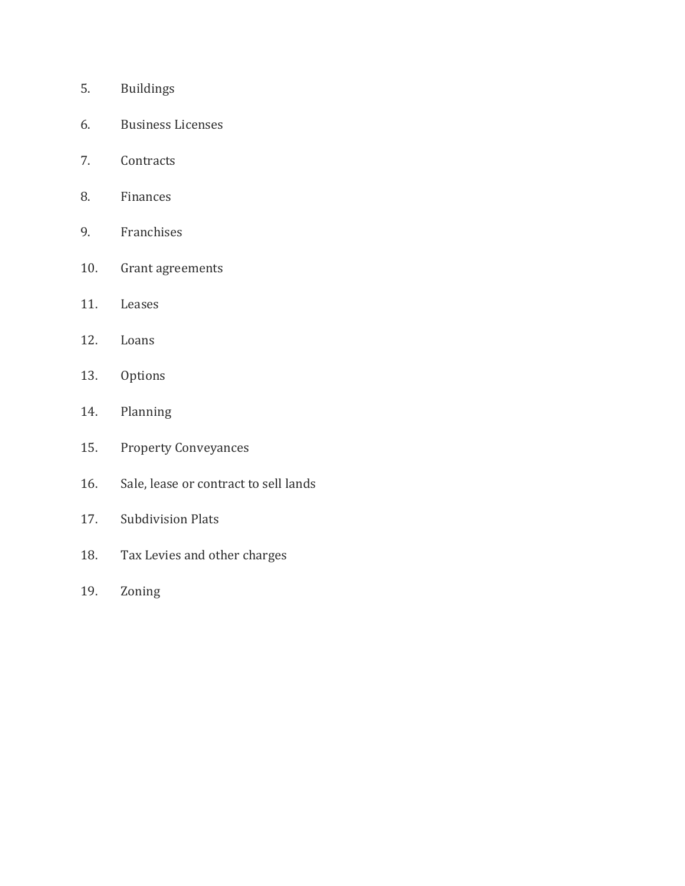5. Buildings
6. Business Licenses
7. Contracts
8. Finances
9. Franchises
10. Grant agreements
11. Leases
12. Loans
13. Options
14. Planning
15. Property Conveyances
16. Sale, lease or contract to sell lands
17. Subdivision Plats
18. Tax Levies and other charges
19. Zoning